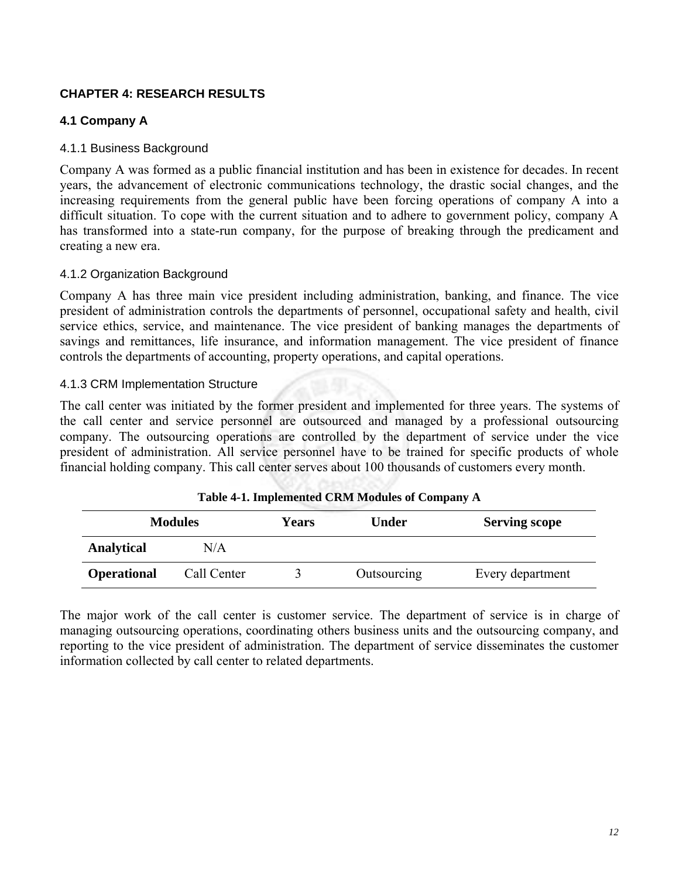# CHAPTER 4: RESEARCH RESULTS

## 4.1 Company A

### 4.1.1 Business Background

Company A was formed as a public financial institution and has been in existence for decades. In recent years, the advancement of electronic communications technology, the drastic social changes, and the increasing requirements from the general public have been forcing operations of company A into a difficult situation. To cope with the current situation and to adhere to government policy, company A has transformed into a state-run company, for the purpose of breaking through the predicament and creating a new era.

### 4.1.2 Organization Background

Company A has three main vice president including administration, banking, and finance. The vice president of administration controls the departments of personnel, occupational safety and health, civil service ethics, service, and maintenance. The vice president of banking manages the departments of savings and remittances, life insurance, and information management. The vice president of finance controls the departments of accounting, property operations, and capital operations.

### 4.1.3 CRM Implementation Structure

The call center was initiated by the former president and implemented for three years. The systems of the call center and service personnel are outsourced and managed by a professional outsourcing company. The outsourcing operations are controlled by the department of service under the vice president of administration. All service personnel have to be trained for specific products of whole financial holding company. This call center serves about 100 thousands of customers every month.

**Table 4-1. Implemented CRM Modules of Company A**

| Modules | | Years | Under | Serving scope |
|---|---|---|---|---|
| **Analytical** | N/A | | | |
| **Operational** | Call Center | 3 | Outsourcing | Every department |

The major work of the call center is customer service. The department of service is in charge of managing outsourcing operations, coordinating others business units and the outsourcing company, and reporting to the vice president of administration. The department of service disseminates the customer information collected by call center to related departments.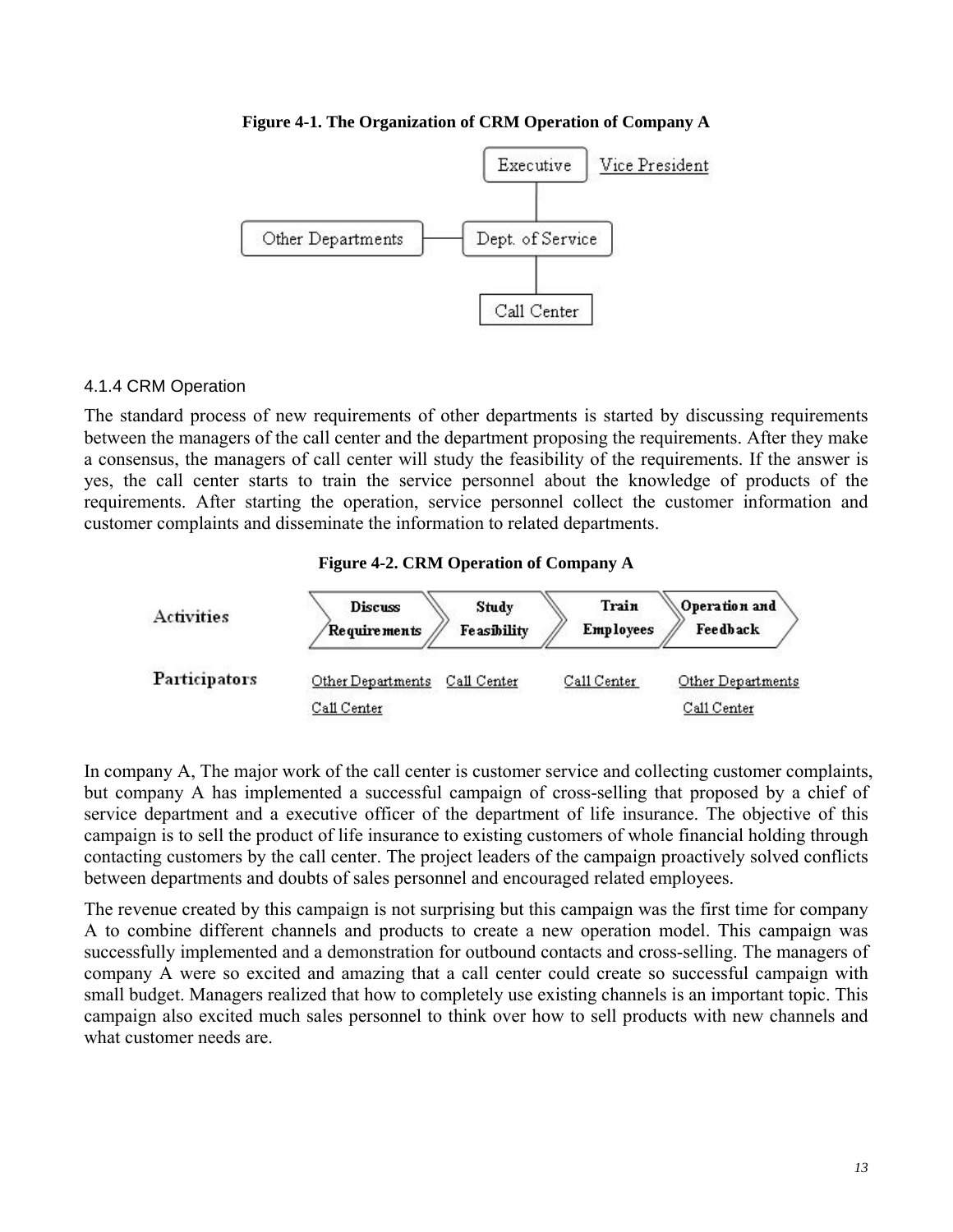**Figure 4-1. The Organization of CRM Operation of Company A**

### 4.1.4 CRM Operation

The standard process of new requirements of other departments is started by discussing requirements between the managers of the call center and the department proposing the requirements. After they make a consensus, the managers of call center will study the feasibility of the requirements. If the answer is yes, the call center starts to train the service personnel about the knowledge of products of the requirements. After starting the operation, service personnel collect the customer information and customer complaints and disseminate the information to related departments.

**Figure 4-2. CRM Operation of Company A**

In company A, The major work of the call center is customer service and collecting customer complaints, but company A has implemented a successful campaign of cross-selling that proposed by a chief of service department and a executive officer of the department of life insurance. The objective of this campaign is to sell the product of life insurance to existing customers of whole financial holding through contacting customers by the call center. The project leaders of the campaign proactively solved conflicts between departments and doubts of sales personnel and encouraged related employees.

The revenue created by this campaign is not surprising but this campaign was the first time for company A to combine different channels and products to create a new operation model. This campaign was successfully implemented and a demonstration for outbound contacts and cross-selling. The managers of company A were so excited and amazing that a call center could create so successful campaign with small budget. Managers realized that how to completely use existing channels is an important topic. This campaign also excited much sales personnel to think over how to sell products with new channels and what customer needs are.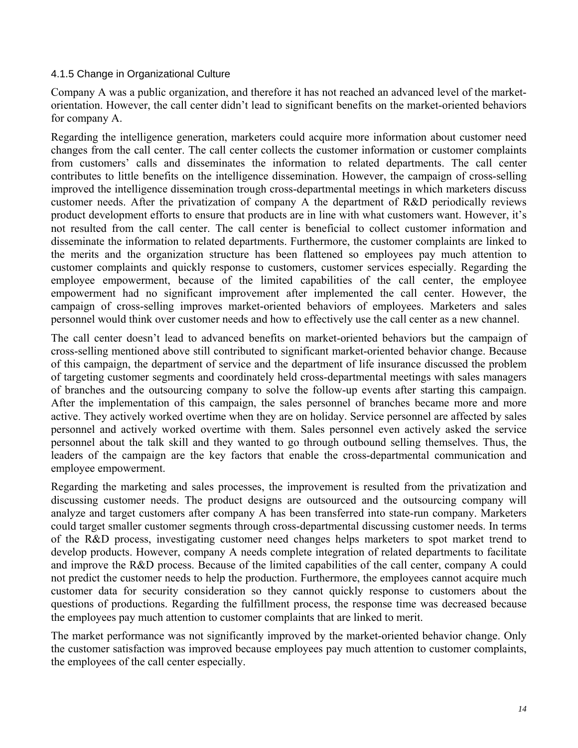### 4.1.5 Change in Organizational Culture

Company A was a public organization, and therefore it has not reached an advanced level of the market-orientation. However, the call center didn't lead to significant benefits on the market-oriented behaviors for company A.

Regarding the intelligence generation, marketers could acquire more information about customer need changes from the call center. The call center collects the customer information or customer complaints from customers' calls and disseminates the information to related departments. The call center contributes to little benefits on the intelligence dissemination. However, the campaign of cross-selling improved the intelligence dissemination trough cross-departmental meetings in which marketers discuss customer needs. After the privatization of company A the department of R&D periodically reviews product development efforts to ensure that products are in line with what customers want. However, it's not resulted from the call center. The call center is beneficial to collect customer information and disseminate the information to related departments. Furthermore, the customer complaints are linked to the merits and the organization structure has been flattened so employees pay much attention to customer complaints and quickly response to customers, customer services especially. Regarding the employee empowerment, because of the limited capabilities of the call center, the employee empowerment had no significant improvement after implemented the call center. However, the campaign of cross-selling improves market-oriented behaviors of employees. Marketers and sales personnel would think over customer needs and how to effectively use the call center as a new channel.

The call center doesn't lead to advanced benefits on market-oriented behaviors but the campaign of cross-selling mentioned above still contributed to significant market-oriented behavior change. Because of this campaign, the department of service and the department of life insurance discussed the problem of targeting customer segments and coordinately held cross-departmental meetings with sales managers of branches and the outsourcing company to solve the follow-up events after starting this campaign. After the implementation of this campaign, the sales personnel of branches became more and more active. They actively worked overtime when they are on holiday. Service personnel are affected by sales personnel and actively worked overtime with them. Sales personnel even actively asked the service personnel about the talk skill and they wanted to go through outbound selling themselves. Thus, the leaders of the campaign are the key factors that enable the cross-departmental communication and employee empowerment.

Regarding the marketing and sales processes, the improvement is resulted from the privatization and discussing customer needs. The product designs are outsourced and the outsourcing company will analyze and target customers after company A has been transferred into state-run company. Marketers could target smaller customer segments through cross-departmental discussing customer needs. In terms of the R&D process, investigating customer need changes helps marketers to spot market trend to develop products. However, company A needs complete integration of related departments to facilitate and improve the R&D process. Because of the limited capabilities of the call center, company A could not predict the customer needs to help the production. Furthermore, the employees cannot acquire much customer data for security consideration so they cannot quickly response to customers about the questions of productions. Regarding the fulfillment process, the response time was decreased because the employees pay much attention to customer complaints that are linked to merit.

The market performance was not significantly improved by the market-oriented behavior change. Only the customer satisfaction was improved because employees pay much attention to customer complaints, the employees of the call center especially.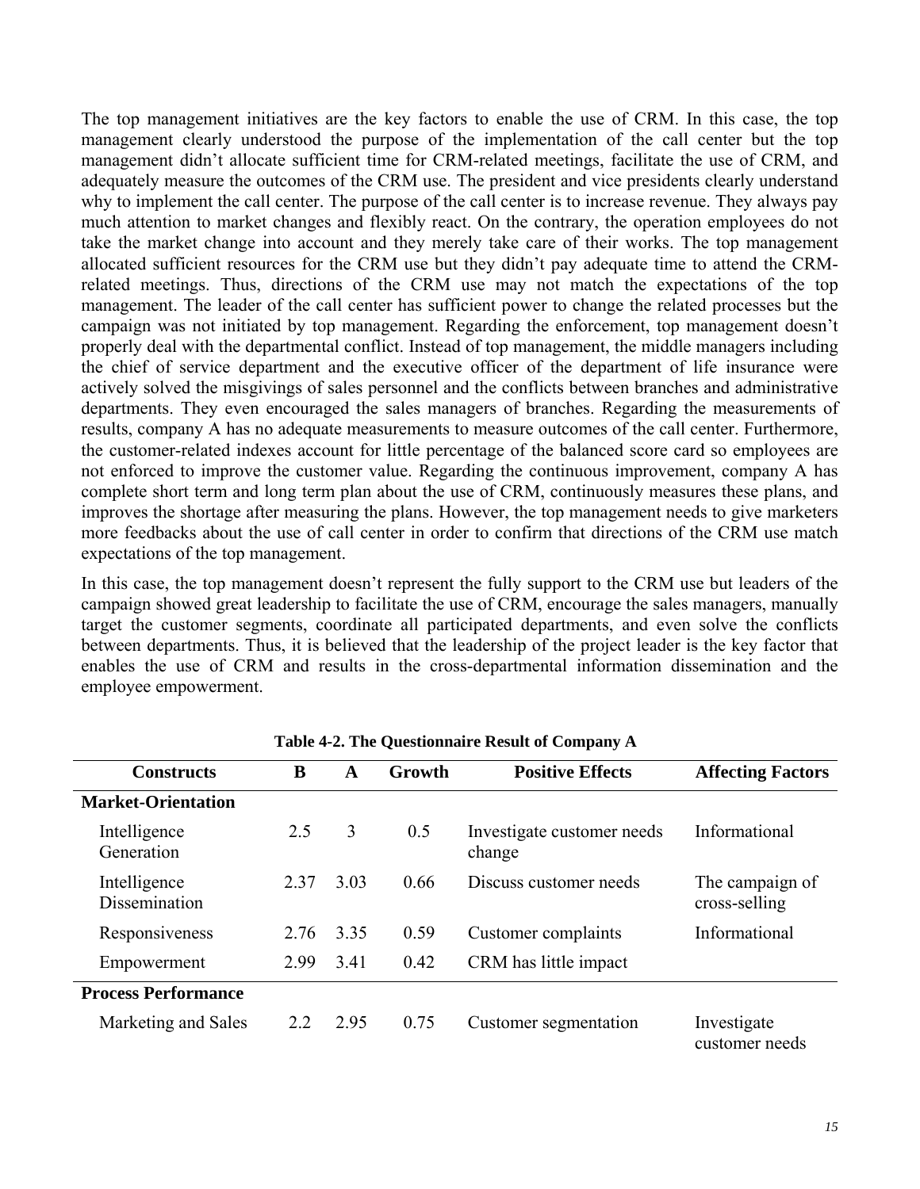The top management initiatives are the key factors to enable the use of CRM. In this case, the top management clearly understood the purpose of the implementation of the call center but the top management didn't allocate sufficient time for CRM-related meetings, facilitate the use of CRM, and adequately measure the outcomes of the CRM use. The president and vice presidents clearly understand why to implement the call center. The purpose of the call center is to increase revenue. They always pay much attention to market changes and flexibly react. On the contrary, the operation employees do not take the market change into account and they merely take care of their works. The top management allocated sufficient resources for the CRM use but they didn't pay adequate time to attend the CRM-related meetings. Thus, directions of the CRM use may not match the expectations of the top management. The leader of the call center has sufficient power to change the related processes but the campaign was not initiated by top management. Regarding the enforcement, top management doesn't properly deal with the departmental conflict. Instead of top management, the middle managers including the chief of service department and the executive officer of the department of life insurance were actively solved the misgivings of sales personnel and the conflicts between branches and administrative departments. They even encouraged the sales managers of branches. Regarding the measurements of results, company A has no adequate measurements to measure outcomes of the call center. Furthermore, the customer-related indexes account for little percentage of the balanced score card so employees are not enforced to improve the customer value. Regarding the continuous improvement, company A has complete short term and long term plan about the use of CRM, continuously measures these plans, and improves the shortage after measuring the plans. However, the top management needs to give marketers more feedbacks about the use of call center in order to confirm that directions of the CRM use match expectations of the top management.

In this case, the top management doesn't represent the fully support to the CRM use but leaders of the campaign showed great leadership to facilitate the use of CRM, encourage the sales managers, manually target the customer segments, coordinate all participated departments, and even solve the conflicts between departments. Thus, it is believed that the leadership of the project leader is the key factor that enables the use of CRM and results in the cross-departmental information dissemination and the employee empowerment.

**Table 4-2. The Questionnaire Result of Company A**

| Constructs | B | A | Growth | Positive Effects | Affecting Factors |
|---|---|---|---|---|---|
| **Market-Orientation** | | | | | |
| Intelligence Generation | 2.5 | 3 | 0.5 | Investigate customer needs change | Informational |
| Intelligence Dissemination | 2.37 | 3.03 | 0.66 | Discuss customer needs | The campaign of cross-selling |
| Responsiveness | 2.76 | 3.35 | 0.59 | Customer complaints | Informational |
| Empowerment | 2.99 | 3.41 | 0.42 | CRM has little impact | |
| **Process Performance** | | | | | |
| Marketing and Sales | 2.2 | 2.95 | 0.75 | Customer segmentation | Investigate customer needs |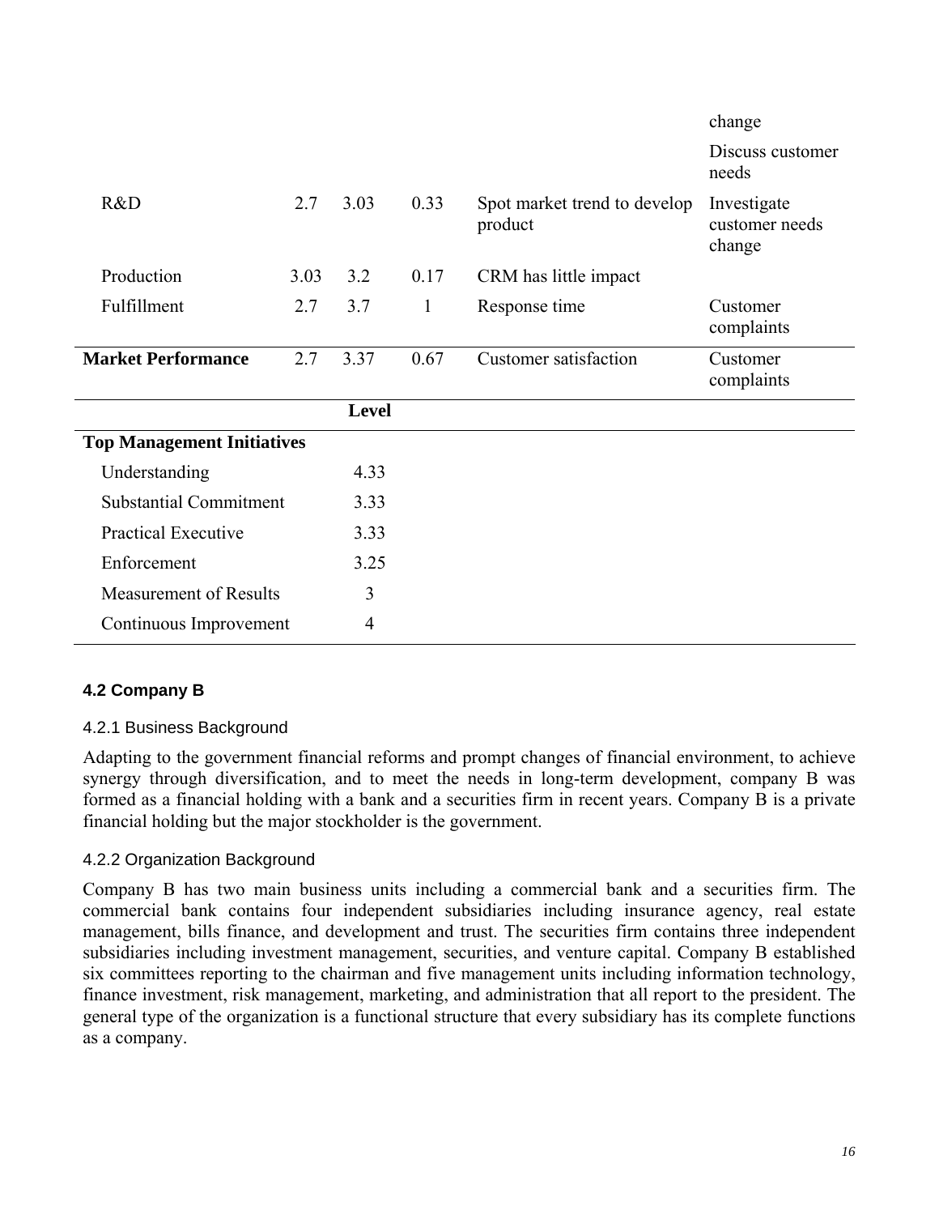| | | | | | |
|---|---|---|---|---|---|
| | | | | | change |
| | | | | | Discuss customer needs |
| R&D | 2.7 | 3.03 | 0.33 | Spot market trend to develop product | Investigate customer needs change |
| Production | 3.03 | 3.2 | 0.17 | CRM has little impact | |
| Fulfillment | 2.7 | 3.7 | 1 | Response time | Customer complaints |
| **Market Performance** | 2.7 | 3.37 | 0.67 | Customer satisfaction | Customer complaints |
| | | **Level** | | | |
| **Top Management Initiatives** | | | | | |
| Understanding | | 4.33 | | | |
| Substantial Commitment | | 3.33 | | | |
| Practical Executive | | 3.33 | | | |
| Enforcement | | 3.25 | | | |
| Measurement of Results | | 3 | | | |
| Continuous Improvement | | 4 | | | |

### 4.2 Company B

#### 4.2.1 Business Background

Adapting to the government financial reforms and prompt changes of financial environment, to achieve synergy through diversification, and to meet the needs in long-term development, company B was formed as a financial holding with a bank and a securities firm in recent years. Company B is a private financial holding but the major stockholder is the government.

#### 4.2.2 Organization Background

Company B has two main business units including a commercial bank and a securities firm. The commercial bank contains four independent subsidiaries including insurance agency, real estate management, bills finance, and development and trust. The securities firm contains three independent subsidiaries including investment management, securities, and venture capital. Company B established six committees reporting to the chairman and five management units including information technology, finance investment, risk management, marketing, and administration that all report to the president. The general type of the organization is a functional structure that every subsidiary has its complete functions as a company.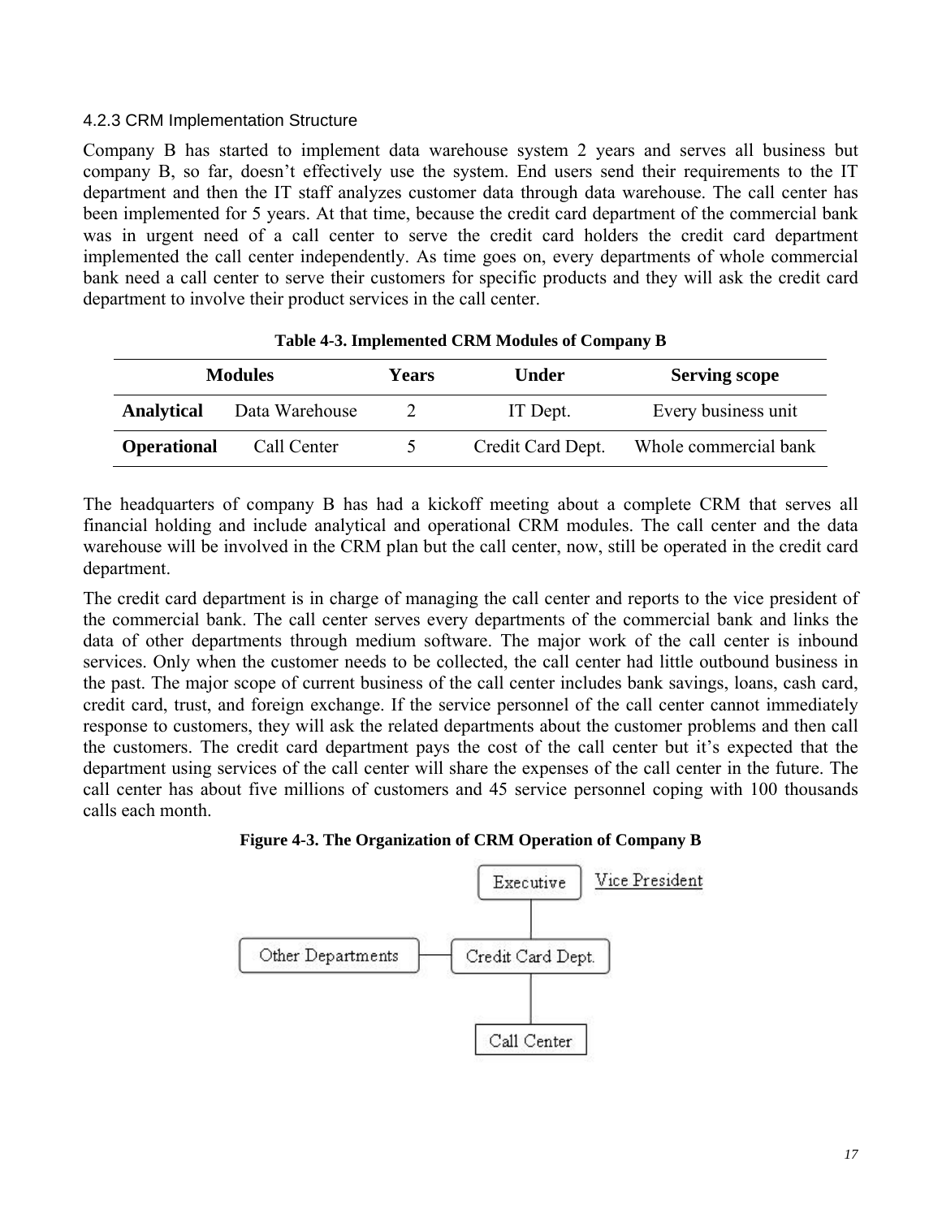### 4.2.3 CRM Implementation Structure

Company B has started to implement data warehouse system 2 years and serves all business but company B, so far, doesn't effectively use the system. End users send their requirements to the IT department and then the IT staff analyzes customer data through data warehouse. The call center has been implemented for 5 years. At that time, because the credit card department of the commercial bank was in urgent need of a call center to serve the credit card holders the credit card department implemented the call center independently. As time goes on, every departments of whole commercial bank need a call center to serve their customers for specific products and they will ask the credit card department to involve their product services in the call center.

**Table 4-3. Implemented CRM Modules of Company B**

| Modules | | Years | Under | Serving scope |
|---|---|---|---|---|
| **Analytical** | Data Warehouse | 2 | IT Dept. | Every business unit |
| **Operational** | Call Center | 5 | Credit Card Dept. | Whole commercial bank |

The headquarters of company B has had a kickoff meeting about a complete CRM that serves all financial holding and include analytical and operational CRM modules. The call center and the data warehouse will be involved in the CRM plan but the call center, now, still be operated in the credit card department.

The credit card department is in charge of managing the call center and reports to the vice president of the commercial bank. The call center serves every departments of the commercial bank and links the data of other departments through medium software. The major work of the call center is inbound services. Only when the customer needs to be collected, the call center had little outbound business in the past. The major scope of current business of the call center includes bank savings, loans, cash card, credit card, trust, and foreign exchange. If the service personnel of the call center cannot immediately response to customers, they will ask the related departments about the customer problems and then call the customers. The credit card department pays the cost of the call center but it's expected that the department using services of the call center will share the expenses of the call center in the future. The call center has about five millions of customers and 45 service personnel coping with 100 thousands calls each month.

**Figure 4-3. The Organization of CRM Operation of Company B**

Executive — Vice President

Other Departments — Credit Card Dept.

Call Center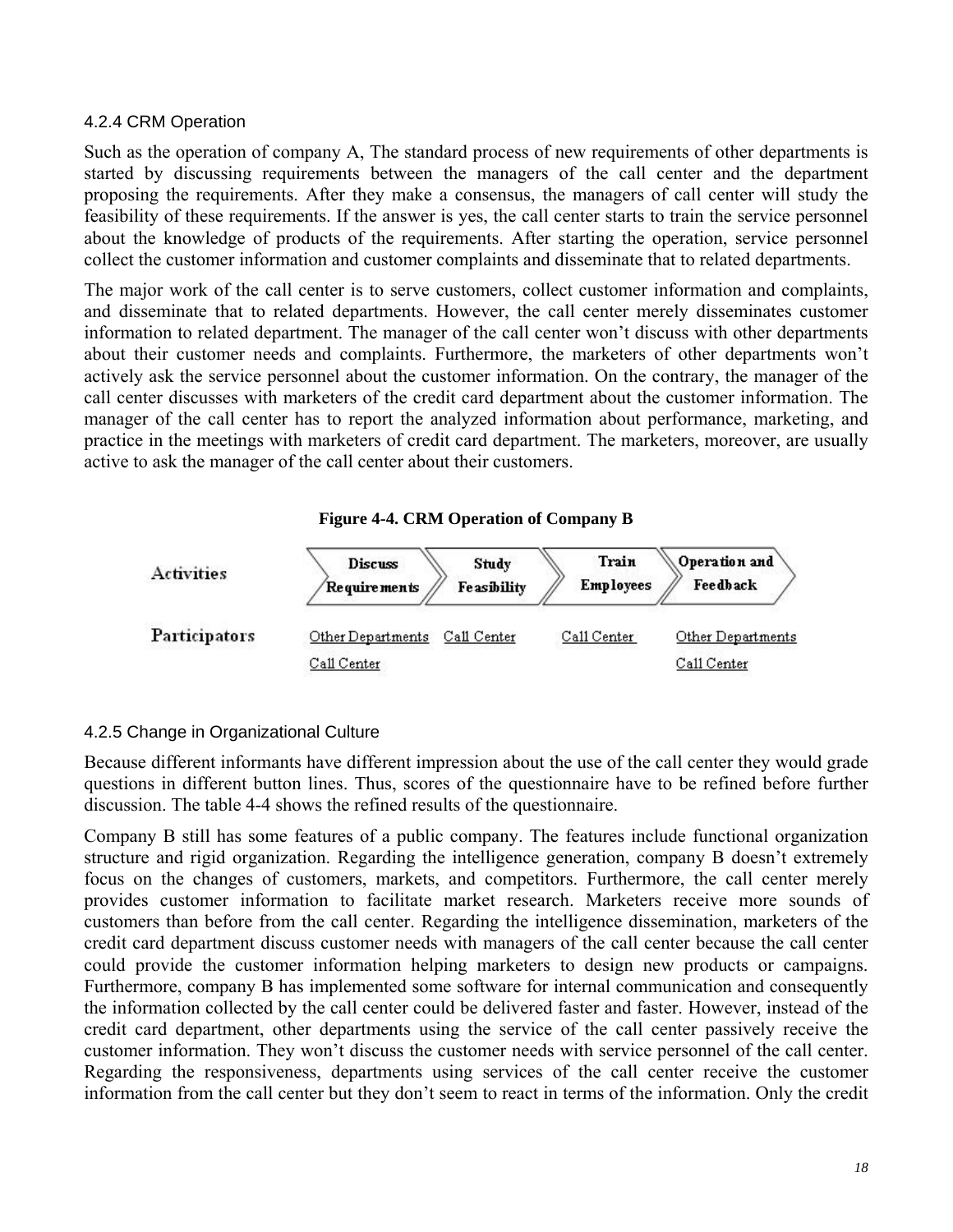### 4.2.4 CRM Operation

Such as the operation of company A, The standard process of new requirements of other departments is started by discussing requirements between the managers of the call center and the department proposing the requirements. After they make a consensus, the managers of call center will study the feasibility of these requirements. If the answer is yes, the call center starts to train the service personnel about the knowledge of products of the requirements. After starting the operation, service personnel collect the customer information and customer complaints and disseminate that to related departments.

The major work of the call center is to serve customers, collect customer information and complaints, and disseminate that to related departments. However, the call center merely disseminates customer information to related department. The manager of the call center won't discuss with other departments about their customer needs and complaints. Furthermore, the marketers of other departments won't actively ask the service personnel about the customer information. On the contrary, the manager of the call center discusses with marketers of the credit card department about the customer information. The manager of the call center has to report the analyzed information about performance, marketing, and practice in the meetings with marketers of credit card department. The marketers, moreover, are usually active to ask the manager of the call center about their customers.

**Figure 4-4. CRM Operation of Company B**

| Activities | Discuss Requirements | Study Feasibility | Train Employees | Operation and Feedback |
|---|---|---|---|---|
| Participators | Other Departments<br>Call Center | Call Center | Call Center | Other Departments<br>Call Center |

### 4.2.5 Change in Organizational Culture

Because different informants have different impression about the use of the call center they would grade questions in different button lines. Thus, scores of the questionnaire have to be refined before further discussion. The table 4-4 shows the refined results of the questionnaire.

Company B still has some features of a public company. The features include functional organization structure and rigid organization. Regarding the intelligence generation, company B doesn't extremely focus on the changes of customers, markets, and competitors. Furthermore, the call center merely provides customer information to facilitate market research. Marketers receive more sounds of customers than before from the call center. Regarding the intelligence dissemination, marketers of the credit card department discuss customer needs with managers of the call center because the call center could provide the customer information helping marketers to design new products or campaigns. Furthermore, company B has implemented some software for internal communication and consequently the information collected by the call center could be delivered faster and faster. However, instead of the credit card department, other departments using the service of the call center passively receive the customer information. They won't discuss the customer needs with service personnel of the call center. Regarding the responsiveness, departments using services of the call center receive the customer information from the call center but they don't seem to react in terms of the information. Only the credit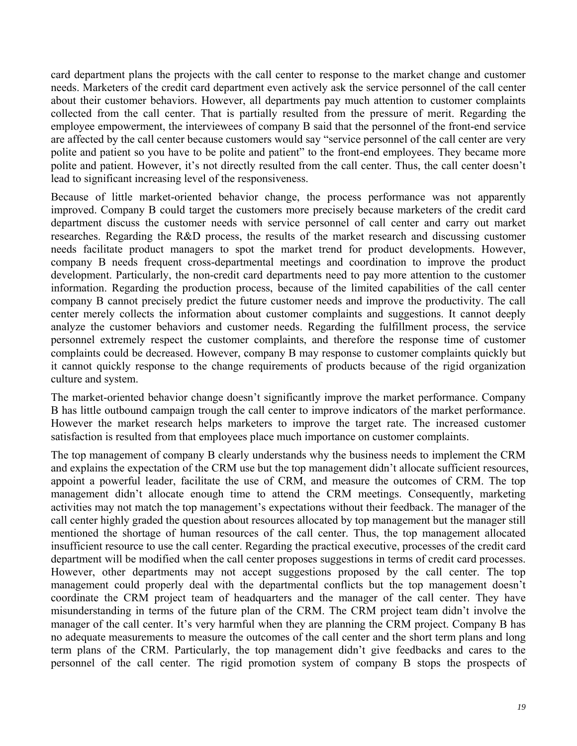card department plans the projects with the call center to response to the market change and customer needs. Marketers of the credit card department even actively ask the service personnel of the call center about their customer behaviors. However, all departments pay much attention to customer complaints collected from the call center. That is partially resulted from the pressure of merit. Regarding the employee empowerment, the interviewees of company B said that the personnel of the front-end service are affected by the call center because customers would say "service personnel of the call center are very polite and patient so you have to be polite and patient" to the front-end employees. They became more polite and patient. However, it's not directly resulted from the call center. Thus, the call center doesn't lead to significant increasing level of the responsiveness.

Because of little market-oriented behavior change, the process performance was not apparently improved. Company B could target the customers more precisely because marketers of the credit card department discuss the customer needs with service personnel of call center and carry out market researches. Regarding the R&D process, the results of the market research and discussing customer needs facilitate product managers to spot the market trend for product developments. However, company B needs frequent cross-departmental meetings and coordination to improve the product development. Particularly, the non-credit card departments need to pay more attention to the customer information. Regarding the production process, because of the limited capabilities of the call center company B cannot precisely predict the future customer needs and improve the productivity. The call center merely collects the information about customer complaints and suggestions. It cannot deeply analyze the customer behaviors and customer needs. Regarding the fulfillment process, the service personnel extremely respect the customer complaints, and therefore the response time of customer complaints could be decreased. However, company B may response to customer complaints quickly but it cannot quickly response to the change requirements of products because of the rigid organization culture and system.

The market-oriented behavior change doesn't significantly improve the market performance. Company B has little outbound campaign trough the call center to improve indicators of the market performance. However the market research helps marketers to improve the target rate. The increased customer satisfaction is resulted from that employees place much importance on customer complaints.

The top management of company B clearly understands why the business needs to implement the CRM and explains the expectation of the CRM use but the top management didn't allocate sufficient resources, appoint a powerful leader, facilitate the use of CRM, and measure the outcomes of CRM. The top management didn't allocate enough time to attend the CRM meetings. Consequently, marketing activities may not match the top management's expectations without their feedback. The manager of the call center highly graded the question about resources allocated by top management but the manager still mentioned the shortage of human resources of the call center. Thus, the top management allocated insufficient resource to use the call center. Regarding the practical executive, processes of the credit card department will be modified when the call center proposes suggestions in terms of credit card processes. However, other departments may not accept suggestions proposed by the call center. The top management could properly deal with the departmental conflicts but the top management doesn't coordinate the CRM project team of headquarters and the manager of the call center. They have misunderstanding in terms of the future plan of the CRM. The CRM project team didn't involve the manager of the call center. It's very harmful when they are planning the CRM project. Company B has no adequate measurements to measure the outcomes of the call center and the short term plans and long term plans of the CRM. Particularly, the top management didn't give feedbacks and cares to the personnel of the call center. The rigid promotion system of company B stops the prospects of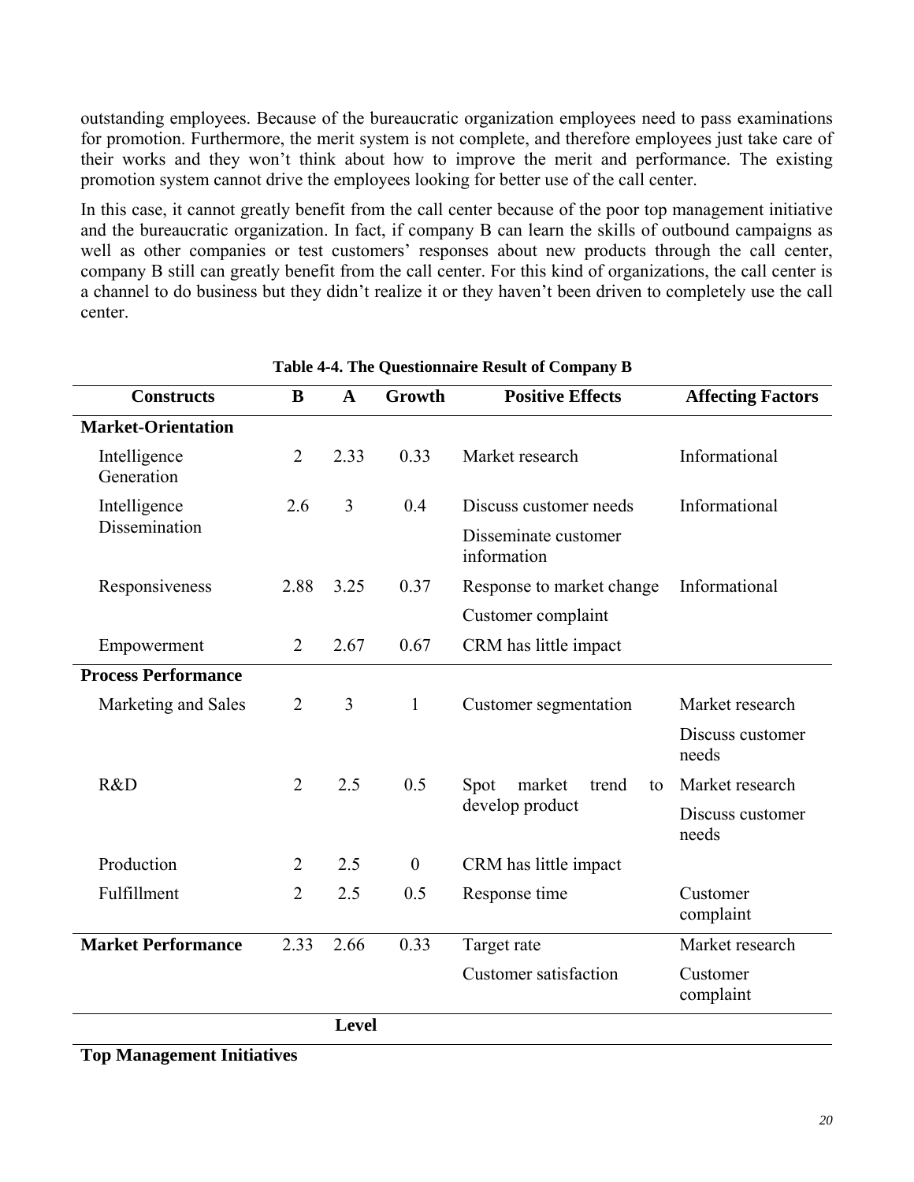outstanding employees. Because of the bureaucratic organization employees need to pass examinations for promotion. Furthermore, the merit system is not complete, and therefore employees just take care of their works and they won't think about how to improve the merit and performance. The existing promotion system cannot drive the employees looking for better use of the call center.

In this case, it cannot greatly benefit from the call center because of the poor top management initiative and the bureaucratic organization. In fact, if company B can learn the skills of outbound campaigns as well as other companies or test customers' responses about new products through the call center, company B still can greatly benefit from the call center. For this kind of organizations, the call center is a channel to do business but they didn't realize it or they haven't been driven to completely use the call center.

**Table 4-4. The Questionnaire Result of Company B**

| Constructs | B | A | Growth | Positive Effects | Affecting Factors |
|---|---|---|---|---|---|
| **Market-Orientation** | | | | | |
| Intelligence Generation | 2 | 2.33 | 0.33 | Market research | Informational |
| Intelligence Dissemination | 2.6 | 3 | 0.4 | Discuss customer needs | Informational |
| | | | | Disseminate customer information | |
| Responsiveness | 2.88 | 3.25 | 0.37 | Response to market change | Informational |
| | | | | Customer complaint | |
| Empowerment | 2 | 2.67 | 0.67 | CRM has little impact | |
| **Process Performance** | | | | | |
| Marketing and Sales | 2 | 3 | 1 | Customer segmentation | Market research |
| | | | | | Discuss customer needs |
| R&D | 2 | 2.5 | 0.5 | Spot market trend to develop product | Market research |
| | | | | | Discuss customer needs |
| Production | 2 | 2.5 | 0 | CRM has little impact | |
| Fulfillment | 2 | 2.5 | 0.5 | Response time | Customer complaint |
| **Market Performance** | 2.33 | 2.66 | 0.33 | Target rate | Market research |
| | | | | Customer satisfaction | Customer complaint |
| | | **Level** | | | |
| **Top Management Initiatives** | | | | | |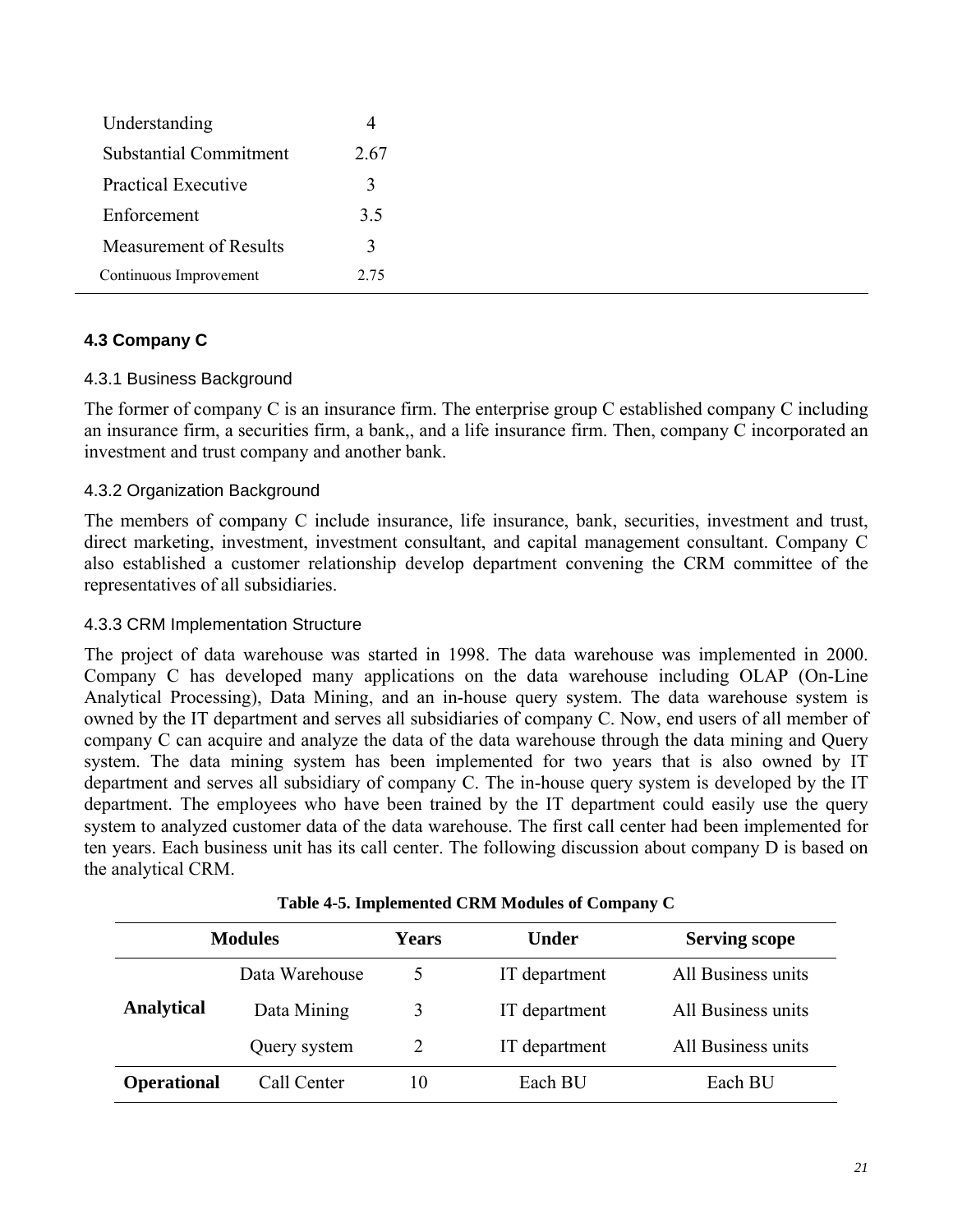| | |
|---|---|
| Understanding | 4 |
| Substantial Commitment | 2.67 |
| Practical Executive | 3 |
| Enforcement | 3.5 |
| Measurement of Results | 3 |
| Continuous Improvement | 2.75 |

### 4.3 Company C

#### 4.3.1 Business Background

The former of company C is an insurance firm. The enterprise group C established company C including an insurance firm, a securities firm, a bank,, and a life insurance firm. Then, company C incorporated an investment and trust company and another bank.

#### 4.3.2 Organization Background

The members of company C include insurance, life insurance, bank, securities, investment and trust, direct marketing, investment, investment consultant, and capital management consultant. Company C also established a customer relationship develop department convening the CRM committee of the representatives of all subsidiaries.

#### 4.3.3 CRM Implementation Structure

The project of data warehouse was started in 1998. The data warehouse was implemented in 2000. Company C has developed many applications on the data warehouse including OLAP (On-Line Analytical Processing), Data Mining, and an in-house query system. The data warehouse system is owned by the IT department and serves all subsidiaries of company C. Now, end users of all member of company C can acquire and analyze the data of the data warehouse through the data mining and Query system. The data mining system has been implemented for two years that is also owned by IT department and serves all subsidiary of company C. The in-house query system is developed by the IT department. The employees who have been trained by the IT department could easily use the query system to analyzed customer data of the data warehouse. The first call center had been implemented for ten years. Each business unit has its call center. The following discussion about company D is based on the analytical CRM.

**Table 4-5. Implemented CRM Modules of Company C**

| Modules | | Years | Under | Serving scope |
|---|---|---|---|---|
| **Analytical** | Data Warehouse | 5 | IT department | All Business units |
| | Data Mining | 3 | IT department | All Business units |
| | Query system | 2 | IT department | All Business units |
| **Operational** | Call Center | 10 | Each BU | Each BU |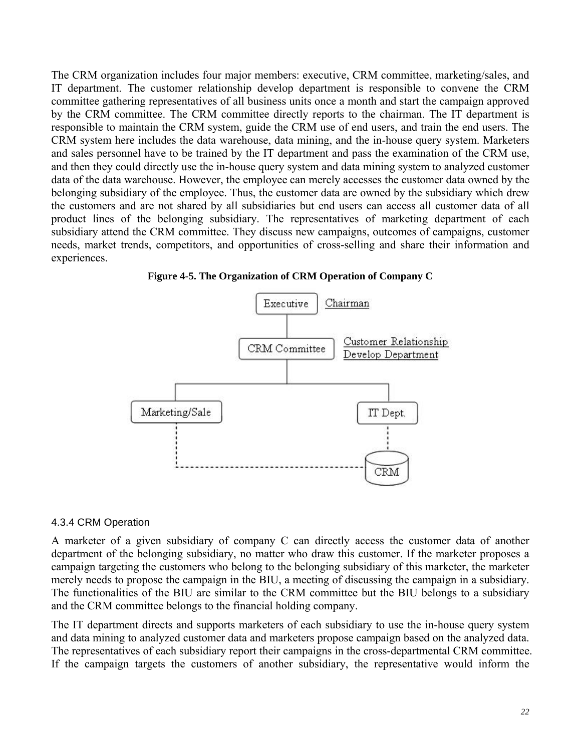The CRM organization includes four major members: executive, CRM committee, marketing/sales, and IT department. The customer relationship develop department is responsible to convene the CRM committee gathering representatives of all business units once a month and start the campaign approved by the CRM committee. The CRM committee directly reports to the chairman. The IT department is responsible to maintain the CRM system, guide the CRM use of end users, and train the end users. The CRM system here includes the data warehouse, data mining, and the in-house query system. Marketers and sales personnel have to be trained by the IT department and pass the examination of the CRM use, and then they could directly use the in-house query system and data mining system to analyzed customer data of the data warehouse. However, the employee can merely accesses the customer data owned by the belonging subsidiary of the employee. Thus, the customer data are owned by the subsidiary which drew the customers and are not shared by all subsidiaries but end users can access all customer data of all product lines of the belonging subsidiary. The representatives of marketing department of each subsidiary attend the CRM committee. They discuss new campaigns, outcomes of campaigns, customer needs, market trends, competitors, and opportunities of cross-selling and share their information and experiences.

**Figure 4-5. The Organization of CRM Operation of Company C**

Executive — Chairman

CRM Committee — Customer Relationship Develop Department

Marketing/Sale

IT Dept.

CRM

### 4.3.4 CRM Operation

A marketer of a given subsidiary of company C can directly access the customer data of another department of the belonging subsidiary, no matter who draw this customer. If the marketer proposes a campaign targeting the customers who belong to the belonging subsidiary of this marketer, the marketer merely needs to propose the campaign in the BIU, a meeting of discussing the campaign in a subsidiary. The functionalities of the BIU are similar to the CRM committee but the BIU belongs to a subsidiary and the CRM committee belongs to the financial holding company.

The IT department directs and supports marketers of each subsidiary to use the in-house query system and data mining to analyzed customer data and marketers propose campaign based on the analyzed data. The representatives of each subsidiary report their campaigns in the cross-departmental CRM committee. If the campaign targets the customers of another subsidiary, the representative would inform the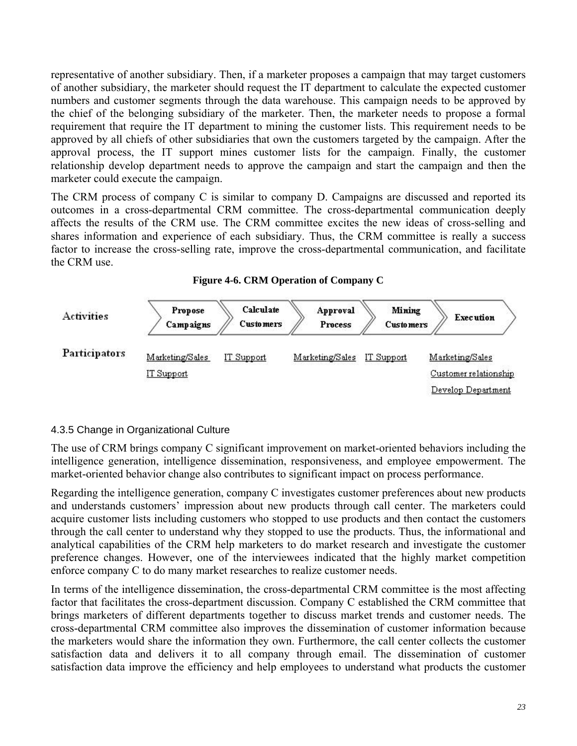representative of another subsidiary. Then, if a marketer proposes a campaign that may target customers of another subsidiary, the marketer should request the IT department to calculate the expected customer numbers and customer segments through the data warehouse. This campaign needs to be approved by the chief of the belonging subsidiary of the marketer. Then, the marketer needs to propose a formal requirement that require the IT department to mining the customer lists. This requirement needs to be approved by all chiefs of other subsidiaries that own the customers targeted by the campaign. After the approval process, the IT support mines customer lists for the campaign. Finally, the customer relationship develop department needs to approve the campaign and start the campaign and then the marketer could execute the campaign.

The CRM process of company C is similar to company D. Campaigns are discussed and reported its outcomes in a cross-departmental CRM committee. The cross-departmental communication deeply affects the results of the CRM use. The CRM committee excites the new ideas of cross-selling and shares information and experience of each subsidiary. Thus, the CRM committee is really a success factor to increase the cross-selling rate, improve the cross-departmental communication, and facilitate the CRM use.

**Figure 4-6. CRM Operation of Company C**

| Activities | Propose Campaigns | Calculate Customers | Approval Process | Mining Customers | Execution |
|---|---|---|---|---|---|
| Participators | Marketing/Sales<br>IT Support | IT Support | Marketing/Sales | IT Support | Marketing/Sales<br>Customer relationship Develop Department |

### 4.3.5 Change in Organizational Culture

The use of CRM brings company C significant improvement on market-oriented behaviors including the intelligence generation, intelligence dissemination, responsiveness, and employee empowerment. The market-oriented behavior change also contributes to significant impact on process performance.

Regarding the intelligence generation, company C investigates customer preferences about new products and understands customers' impression about new products through call center. The marketers could acquire customer lists including customers who stopped to use products and then contact the customers through the call center to understand why they stopped to use the products. Thus, the informational and analytical capabilities of the CRM help marketers to do market research and investigate the customer preference changes. However, one of the interviewees indicated that the highly market competition enforce company C to do many market researches to realize customer needs.

In terms of the intelligence dissemination, the cross-departmental CRM committee is the most affecting factor that facilitates the cross-department discussion. Company C established the CRM committee that brings marketers of different departments together to discuss market trends and customer needs. The cross-departmental CRM committee also improves the dissemination of customer information because the marketers would share the information they own. Furthermore, the call center collects the customer satisfaction data and delivers it to all company through email. The dissemination of customer satisfaction data improve the efficiency and help employees to understand what products the customer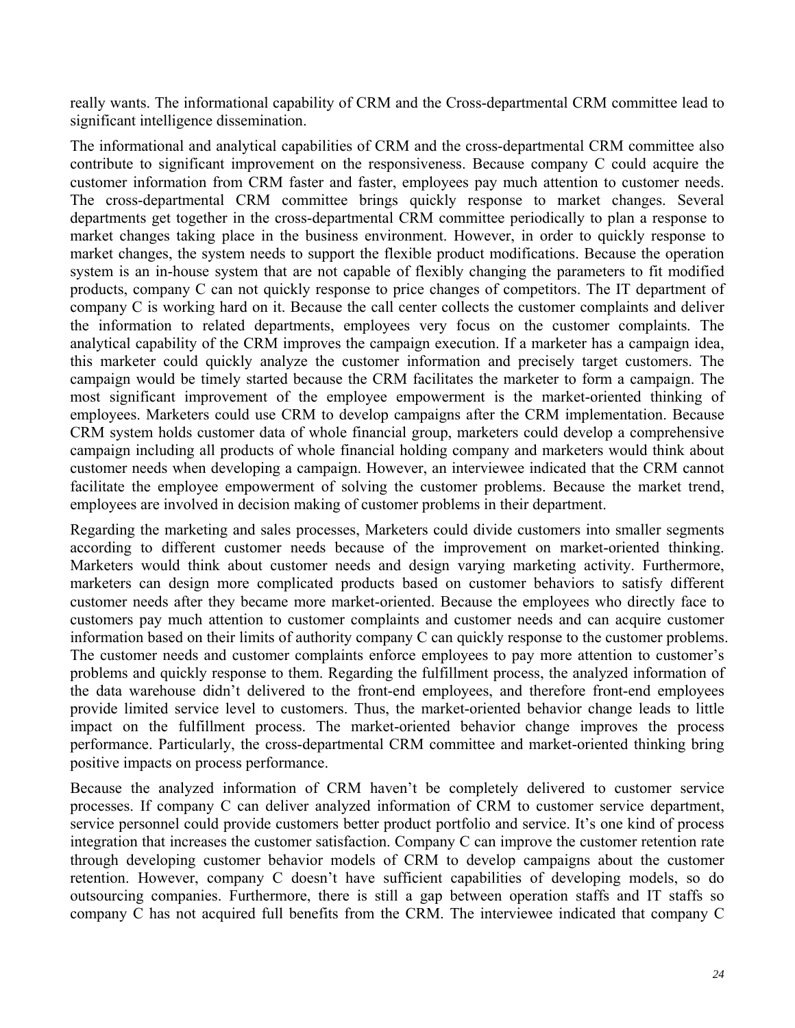really wants. The informational capability of CRM and the Cross-departmental CRM committee lead to significant intelligence dissemination.

The informational and analytical capabilities of CRM and the cross-departmental CRM committee also contribute to significant improvement on the responsiveness. Because company C could acquire the customer information from CRM faster and faster, employees pay much attention to customer needs. The cross-departmental CRM committee brings quickly response to market changes. Several departments get together in the cross-departmental CRM committee periodically to plan a response to market changes taking place in the business environment. However, in order to quickly response to market changes, the system needs to support the flexible product modifications. Because the operation system is an in-house system that are not capable of flexibly changing the parameters to fit modified products, company C can not quickly response to price changes of competitors. The IT department of company C is working hard on it. Because the call center collects the customer complaints and deliver the information to related departments, employees very focus on the customer complaints. The analytical capability of the CRM improves the campaign execution. If a marketer has a campaign idea, this marketer could quickly analyze the customer information and precisely target customers. The campaign would be timely started because the CRM facilitates the marketer to form a campaign. The most significant improvement of the employee empowerment is the market-oriented thinking of employees. Marketers could use CRM to develop campaigns after the CRM implementation. Because CRM system holds customer data of whole financial group, marketers could develop a comprehensive campaign including all products of whole financial holding company and marketers would think about customer needs when developing a campaign. However, an interviewee indicated that the CRM cannot facilitate the employee empowerment of solving the customer problems. Because the market trend, employees are involved in decision making of customer problems in their department.

Regarding the marketing and sales processes, Marketers could divide customers into smaller segments according to different customer needs because of the improvement on market-oriented thinking. Marketers would think about customer needs and design varying marketing activity. Furthermore, marketers can design more complicated products based on customer behaviors to satisfy different customer needs after they became more market-oriented. Because the employees who directly face to customers pay much attention to customer complaints and customer needs and can acquire customer information based on their limits of authority company C can quickly response to the customer problems. The customer needs and customer complaints enforce employees to pay more attention to customer's problems and quickly response to them. Regarding the fulfillment process, the analyzed information of the data warehouse didn't delivered to the front-end employees, and therefore front-end employees provide limited service level to customers. Thus, the market-oriented behavior change leads to little impact on the fulfillment process. The market-oriented behavior change improves the process performance. Particularly, the cross-departmental CRM committee and market-oriented thinking bring positive impacts on process performance.

Because the analyzed information of CRM haven't be completely delivered to customer service processes. If company C can deliver analyzed information of CRM to customer service department, service personnel could provide customers better product portfolio and service. It's one kind of process integration that increases the customer satisfaction. Company C can improve the customer retention rate through developing customer behavior models of CRM to develop campaigns about the customer retention. However, company C doesn't have sufficient capabilities of developing models, so do outsourcing companies. Furthermore, there is still a gap between operation staffs and IT staffs so company C has not acquired full benefits from the CRM. The interviewee indicated that company C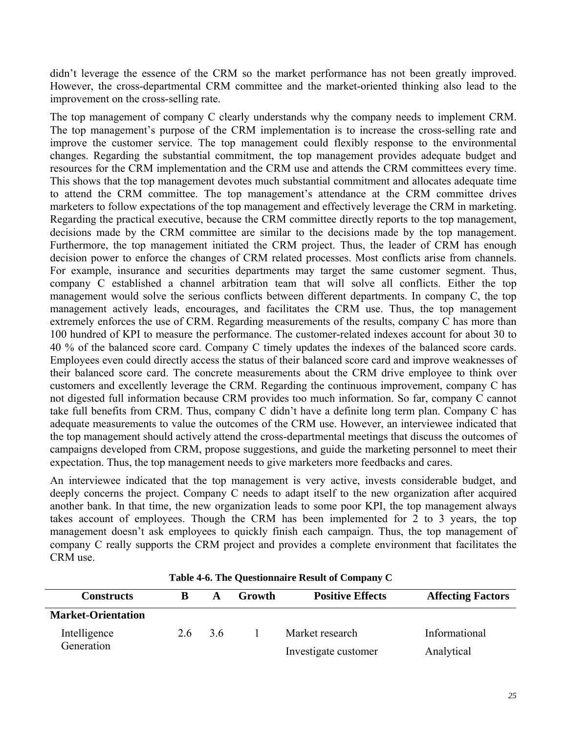didn't leverage the essence of the CRM so the market performance has not been greatly improved. However, the cross-departmental CRM committee and the market-oriented thinking also lead to the improvement on the cross-selling rate.

The top management of company C clearly understands why the company needs to implement CRM. The top management's purpose of the CRM implementation is to increase the cross-selling rate and improve the customer service. The top management could flexibly response to the environmental changes. Regarding the substantial commitment, the top management provides adequate budget and resources for the CRM implementation and the CRM use and attends the CRM committees every time. This shows that the top management devotes much substantial commitment and allocates adequate time to attend the CRM committee. The top management's attendance at the CRM committee drives marketers to follow expectations of the top management and effectively leverage the CRM in marketing. Regarding the practical executive, because the CRM committee directly reports to the top management, decisions made by the CRM committee are similar to the decisions made by the top management. Furthermore, the top management initiated the CRM project. Thus, the leader of CRM has enough decision power to enforce the changes of CRM related processes. Most conflicts arise from channels. For example, insurance and securities departments may target the same customer segment. Thus, company C established a channel arbitration team that will solve all conflicts. Either the top management would solve the serious conflicts between different departments. In company C, the top management actively leads, encourages, and facilitates the CRM use. Thus, the top management extremely enforces the use of CRM. Regarding measurements of the results, company C has more than 100 hundred of KPI to measure the performance. The customer-related indexes account for about 30 to 40 % of the balanced score card. Company C timely updates the indexes of the balanced score cards. Employees even could directly access the status of their balanced score card and improve weaknesses of their balanced score card. The concrete measurements about the CRM drive employee to think over customers and excellently leverage the CRM. Regarding the continuous improvement, company C has not digested full information because CRM provides too much information. So far, company C cannot take full benefits from CRM. Thus, company C didn't have a definite long term plan. Company C has adequate measurements to value the outcomes of the CRM use. However, an interviewee indicated that the top management should actively attend the cross-departmental meetings that discuss the outcomes of campaigns developed from CRM, propose suggestions, and guide the marketing personnel to meet their expectation. Thus, the top management needs to give marketers more feedbacks and cares.

An interviewee indicated that the top management is very active, invests considerable budget, and deeply concerns the project. Company C needs to adapt itself to the new organization after acquired another bank. In that time, the new organization leads to some poor KPI, the top management always takes account of employees. Though the CRM has been implemented for 2 to 3 years, the top management doesn't ask employees to quickly finish each campaign. Thus, the top management of company C really supports the CRM project and provides a complete environment that facilitates the CRM use.

**Table 4-6. The Questionnaire Result of Company C**

| Constructs | B | A | Growth | Positive Effects | Affecting Factors |
|---|---|---|---|---|---|
| **Market-Orientation** | | | | | |
| Intelligence Generation | 2.6 | 3.6 | 1 | Market research | Informational |
| | | | | Investigate customer | Analytical |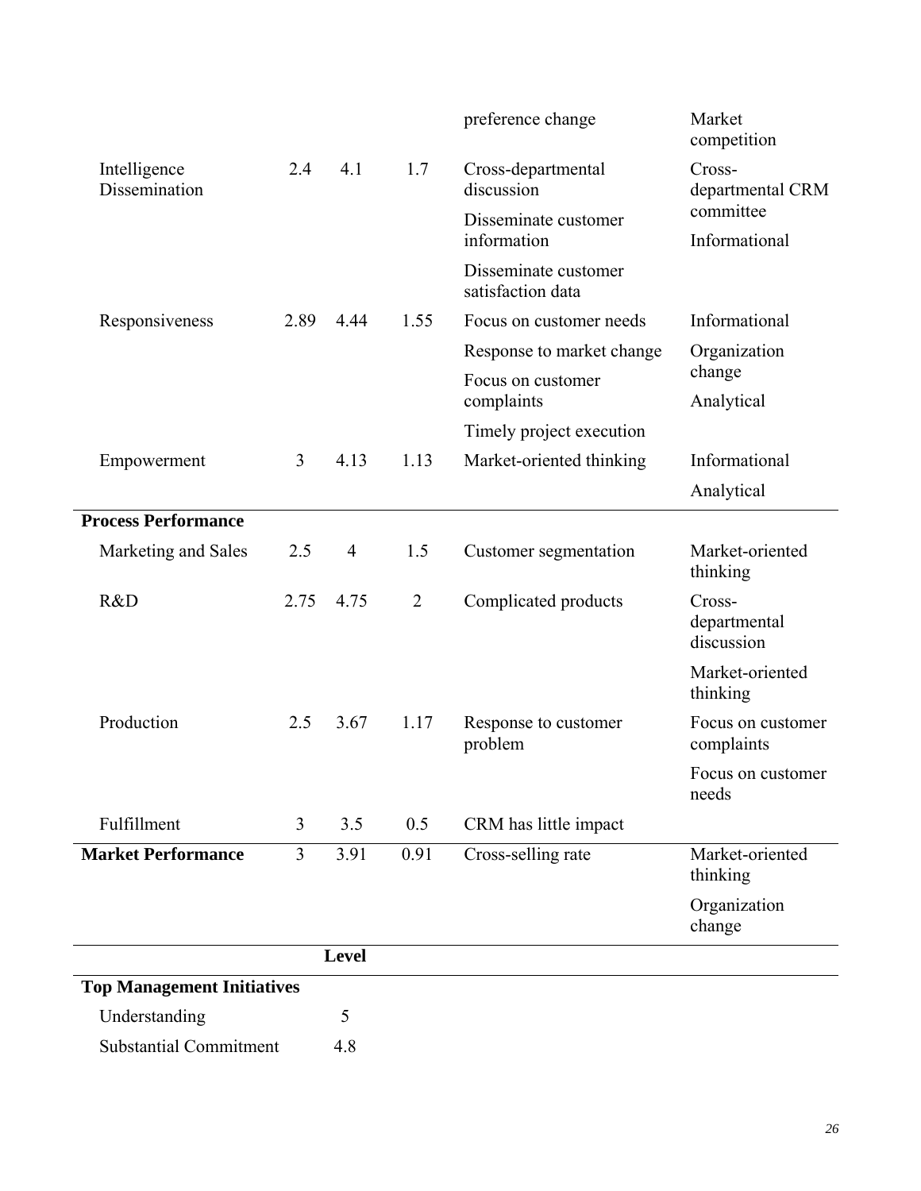| | | | | | |
|---|---|---|---|---|---|
| | | | | preference change | Market competition |
| Intelligence Dissemination | 2.4 | 4.1 | 1.7 | Cross-departmental discussion | Cross-departmental CRM committee |
| | | | | Disseminate customer information | Informational |
| | | | | Disseminate customer satisfaction data | |
| Responsiveness | 2.89 | 4.44 | 1.55 | Focus on customer needs | Informational |
| | | | | Response to market change | Organization change |
| | | | | Focus on customer complaints | Analytical |
| | | | | Timely project execution | |
| Empowerment | 3 | 4.13 | 1.13 | Market-oriented thinking | Informational |
| | | | | | Analytical |
| **Process Performance** | | | | | |
| Marketing and Sales | 2.5 | 4 | 1.5 | Customer segmentation | Market-oriented thinking |
| R&D | 2.75 | 4.75 | 2 | Complicated products | Cross-departmental discussion |
| | | | | | Market-oriented thinking |
| Production | 2.5 | 3.67 | 1.17 | Response to customer problem | Focus on customer complaints |
| | | | | | Focus on customer needs |
| Fulfillment | 3 | 3.5 | 0.5 | CRM has little impact | |
| **Market Performance** | 3 | 3.91 | 0.91 | Cross-selling rate | Market-oriented thinking |
| | | | | | Organization change |
| | | **Level** | | | |
| **Top Management Initiatives** | | | | | |
| Understanding | | 5 | | | |
| Substantial Commitment | | 4.8 | | | |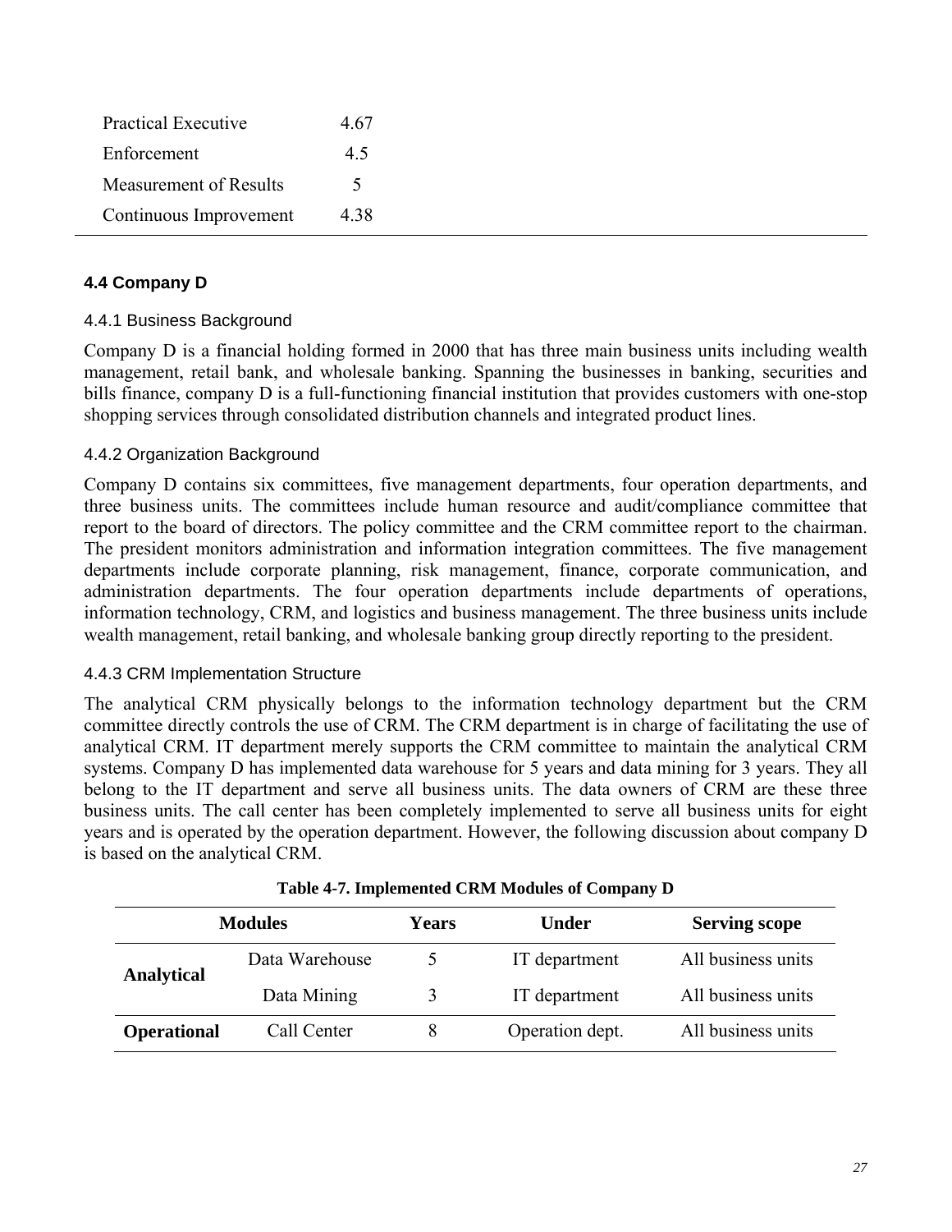| | |
|---|---|
| Practical Executive | 4.67 |
| Enforcement | 4.5 |
| Measurement of Results | 5 |
| Continuous Improvement | 4.38 |

### 4.4 Company D

#### 4.4.1 Business Background

Company D is a financial holding formed in 2000 that has three main business units including wealth management, retail bank, and wholesale banking. Spanning the businesses in banking, securities and bills finance, company D is a full-functioning financial institution that provides customers with one-stop shopping services through consolidated distribution channels and integrated product lines.

#### 4.4.2 Organization Background

Company D contains six committees, five management departments, four operation departments, and three business units. The committees include human resource and audit/compliance committee that report to the board of directors. The policy committee and the CRM committee report to the chairman. The president monitors administration and information integration committees. The five management departments include corporate planning, risk management, finance, corporate communication, and administration departments. The four operation departments include departments of operations, information technology, CRM, and logistics and business management. The three business units include wealth management, retail banking, and wholesale banking group directly reporting to the president.

#### 4.4.3 CRM Implementation Structure

The analytical CRM physically belongs to the information technology department but the CRM committee directly controls the use of CRM. The CRM department is in charge of facilitating the use of analytical CRM. IT department merely supports the CRM committee to maintain the analytical CRM systems. Company D has implemented data warehouse for 5 years and data mining for 3 years. They all belong to the IT department and serve all business units. The data owners of CRM are these three business units. The call center has been completely implemented to serve all business units for eight years and is operated by the operation department. However, the following discussion about company D is based on the analytical CRM.

**Table 4-7. Implemented CRM Modules of Company D**

| Modules | | Years | Under | Serving scope |
|---|---|---|---|---|
| **Analytical** | Data Warehouse | 5 | IT department | All business units |
| | Data Mining | 3 | IT department | All business units |
| **Operational** | Call Center | 8 | Operation dept. | All business units |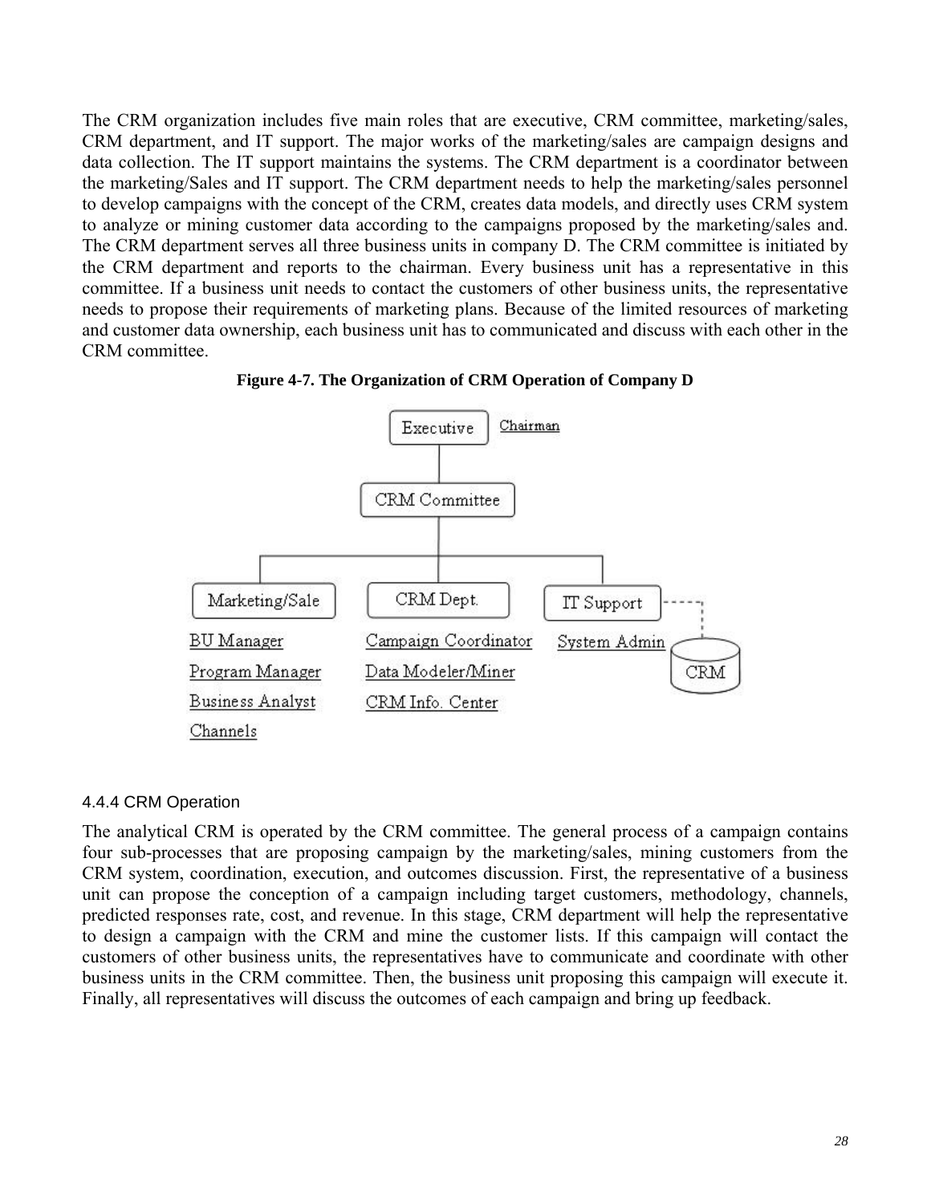The CRM organization includes five main roles that are executive, CRM committee, marketing/sales, CRM department, and IT support. The major works of the marketing/sales are campaign designs and data collection. The IT support maintains the systems. The CRM department is a coordinator between the marketing/Sales and IT support. The CRM department needs to help the marketing/sales personnel to develop campaigns with the concept of the CRM, creates data models, and directly uses CRM system to analyze or mining customer data according to the campaigns proposed by the marketing/sales and. The CRM department serves all three business units in company D. The CRM committee is initiated by the CRM department and reports to the chairman. Every business unit has a representative in this committee. If a business unit needs to contact the customers of other business units, the representative needs to propose their requirements of marketing plans. Because of the limited resources of marketing and customer data ownership, each business unit has to communicated and discuss with each other in the CRM committee.

**Figure 4-7. The Organization of CRM Operation of Company D**

Executive — Chairman

CRM Committee

Marketing/Sale: BU Manager, Program Manager, Business Analyst, Channels

CRM Dept.: Campaign Coordinator, Data Modeler/Miner, CRM Info. Center

IT Support: System Admin — CRM

### 4.4.4 CRM Operation

The analytical CRM is operated by the CRM committee. The general process of a campaign contains four sub-processes that are proposing campaign by the marketing/sales, mining customers from the CRM system, coordination, execution, and outcomes discussion. First, the representative of a business unit can propose the conception of a campaign including target customers, methodology, channels, predicted responses rate, cost, and revenue. In this stage, CRM department will help the representative to design a campaign with the CRM and mine the customer lists. If this campaign will contact the customers of other business units, the representatives have to communicate and coordinate with other business units in the CRM committee. Then, the business unit proposing this campaign will execute it. Finally, all representatives will discuss the outcomes of each campaign and bring up feedback.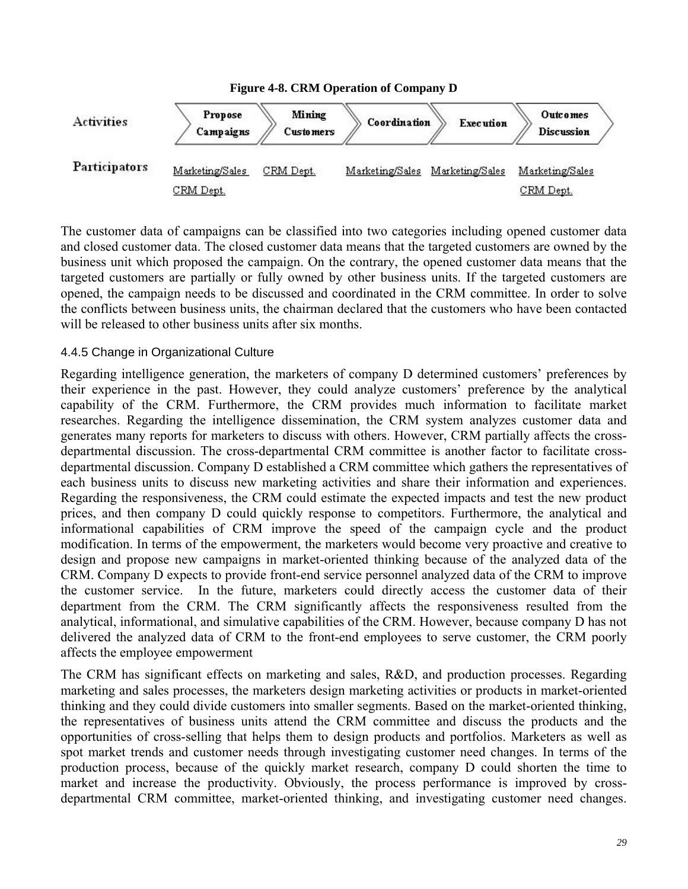**Figure 4-8. CRM Operation of Company D**

| Activities | Propose Campaigns | Mining Customers | Coordination | Execution | Outcomes Discussion |
| --- | --- | --- | --- | --- | --- |
| Participators | Marketing/Sales<br>CRM Dept. | CRM Dept. | Marketing/Sales | Marketing/Sales | Marketing/Sales<br>CRM Dept. |

The customer data of campaigns can be classified into two categories including opened customer data and closed customer data. The closed customer data means that the targeted customers are owned by the business unit which proposed the campaign. On the contrary, the opened customer data means that the targeted customers are partially or fully owned by other business units. If the targeted customers are opened, the campaign needs to be discussed and coordinated in the CRM committee. In order to solve the conflicts between business units, the chairman declared that the customers who have been contacted will be released to other business units after six months.

### 4.4.5 Change in Organizational Culture

Regarding intelligence generation, the marketers of company D determined customers' preferences by their experience in the past. However, they could analyze customers' preference by the analytical capability of the CRM. Furthermore, the CRM provides much information to facilitate market researches. Regarding the intelligence dissemination, the CRM system analyzes customer data and generates many reports for marketers to discuss with others. However, CRM partially affects the cross-departmental discussion. The cross-departmental CRM committee is another factor to facilitate cross-departmental discussion. Company D established a CRM committee which gathers the representatives of each business units to discuss new marketing activities and share their information and experiences. Regarding the responsiveness, the CRM could estimate the expected impacts and test the new product prices, and then company D could quickly response to competitors. Furthermore, the analytical and informational capabilities of CRM improve the speed of the campaign cycle and the product modification. In terms of the empowerment, the marketers would become very proactive and creative to design and propose new campaigns in market-oriented thinking because of the analyzed data of the CRM. Company D expects to provide front-end service personnel analyzed data of the CRM to improve the customer service. In the future, marketers could directly access the customer data of their department from the CRM. The CRM significantly affects the responsiveness resulted from the analytical, informational, and simulative capabilities of the CRM. However, because company D has not delivered the analyzed data of CRM to the front-end employees to serve customer, the CRM poorly affects the employee empowerment

The CRM has significant effects on marketing and sales, R&D, and production processes. Regarding marketing and sales processes, the marketers design marketing activities or products in market-oriented thinking and they could divide customers into smaller segments. Based on the market-oriented thinking, the representatives of business units attend the CRM committee and discuss the products and the opportunities of cross-selling that helps them to design products and portfolios. Marketers as well as spot market trends and customer needs through investigating customer need changes. In terms of the production process, because of the quickly market research, company D could shorten the time to market and increase the productivity. Obviously, the process performance is improved by cross-departmental CRM committee, market-oriented thinking, and investigating customer need changes.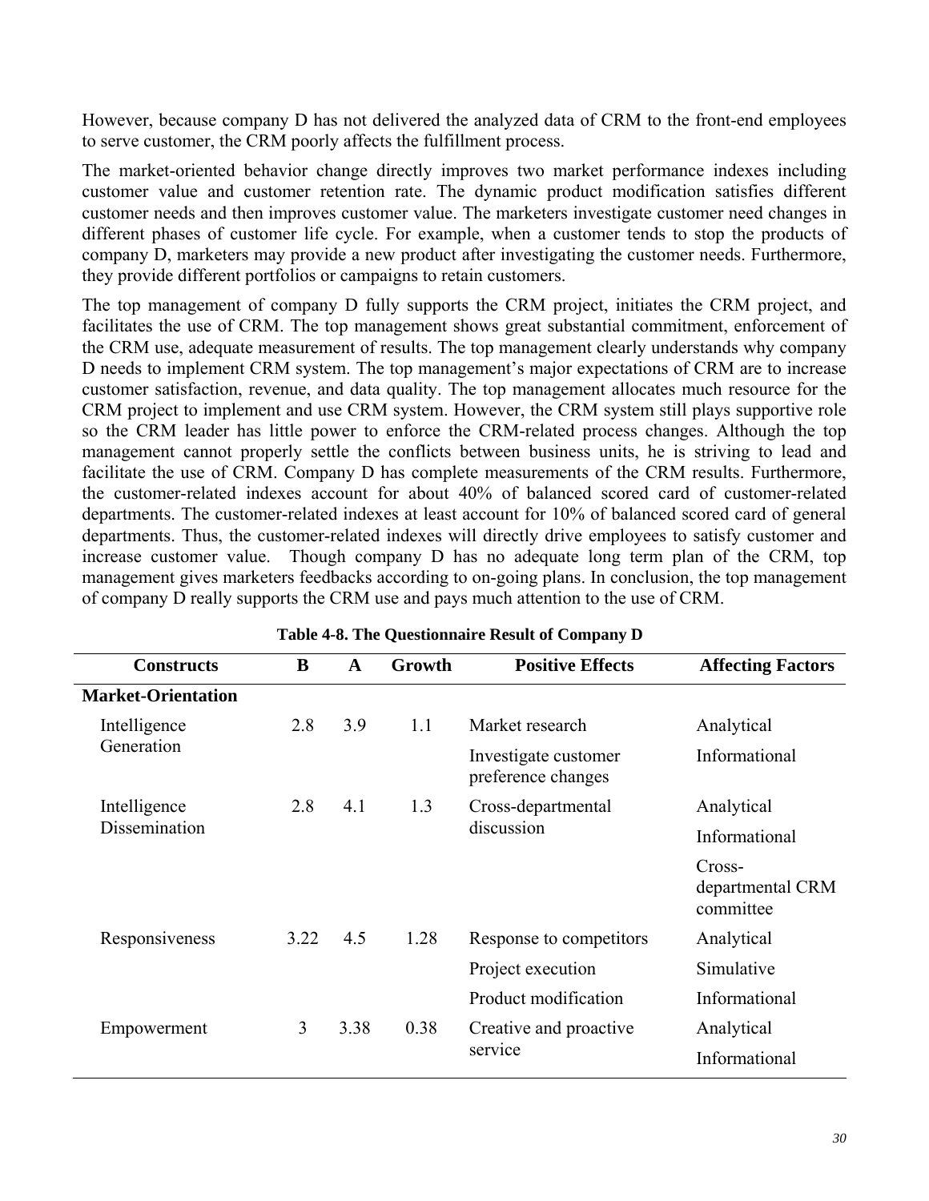However, because company D has not delivered the analyzed data of CRM to the front-end employees to serve customer, the CRM poorly affects the fulfillment process.

The market-oriented behavior change directly improves two market performance indexes including customer value and customer retention rate. The dynamic product modification satisfies different customer needs and then improves customer value. The marketers investigate customer need changes in different phases of customer life cycle. For example, when a customer tends to stop the products of company D, marketers may provide a new product after investigating the customer needs. Furthermore, they provide different portfolios or campaigns to retain customers.

The top management of company D fully supports the CRM project, initiates the CRM project, and facilitates the use of CRM. The top management shows great substantial commitment, enforcement of the CRM use, adequate measurement of results. The top management clearly understands why company D needs to implement CRM system. The top management's major expectations of CRM are to increase customer satisfaction, revenue, and data quality. The top management allocates much resource for the CRM project to implement and use CRM system. However, the CRM system still plays supportive role so the CRM leader has little power to enforce the CRM-related process changes. Although the top management cannot properly settle the conflicts between business units, he is striving to lead and facilitate the use of CRM. Company D has complete measurements of the CRM results. Furthermore, the customer-related indexes account for about 40% of balanced scored card of customer-related departments. The customer-related indexes at least account for 10% of balanced scored card of general departments. Thus, the customer-related indexes will directly drive employees to satisfy customer and increase customer value. Though company D has no adequate long term plan of the CRM, top management gives marketers feedbacks according to on-going plans. In conclusion, the top management of company D really supports the CRM use and pays much attention to the use of CRM.

**Table 4-8. The Questionnaire Result of Company D**

| Constructs | B | A | Growth | Positive Effects | Affecting Factors |
|---|---|---|---|---|---|
| **Market-Orientation** | | | | | |
| Intelligence Generation | 2.8 | 3.9 | 1.1 | Market research | Analytical |
| | | | | Investigate customer preference changes | Informational |
| Intelligence Dissemination | 2.8 | 4.1 | 1.3 | Cross-departmental discussion | Analytical |
| | | | | | Informational |
| | | | | | Cross-departmental CRM committee |
| Responsiveness | 3.22 | 4.5 | 1.28 | Response to competitors | Analytical |
| | | | | Project execution | Simulative |
| | | | | Product modification | Informational |
| Empowerment | 3 | 3.38 | 0.38 | Creative and proactive service | Analytical |
| | | | | | Informational |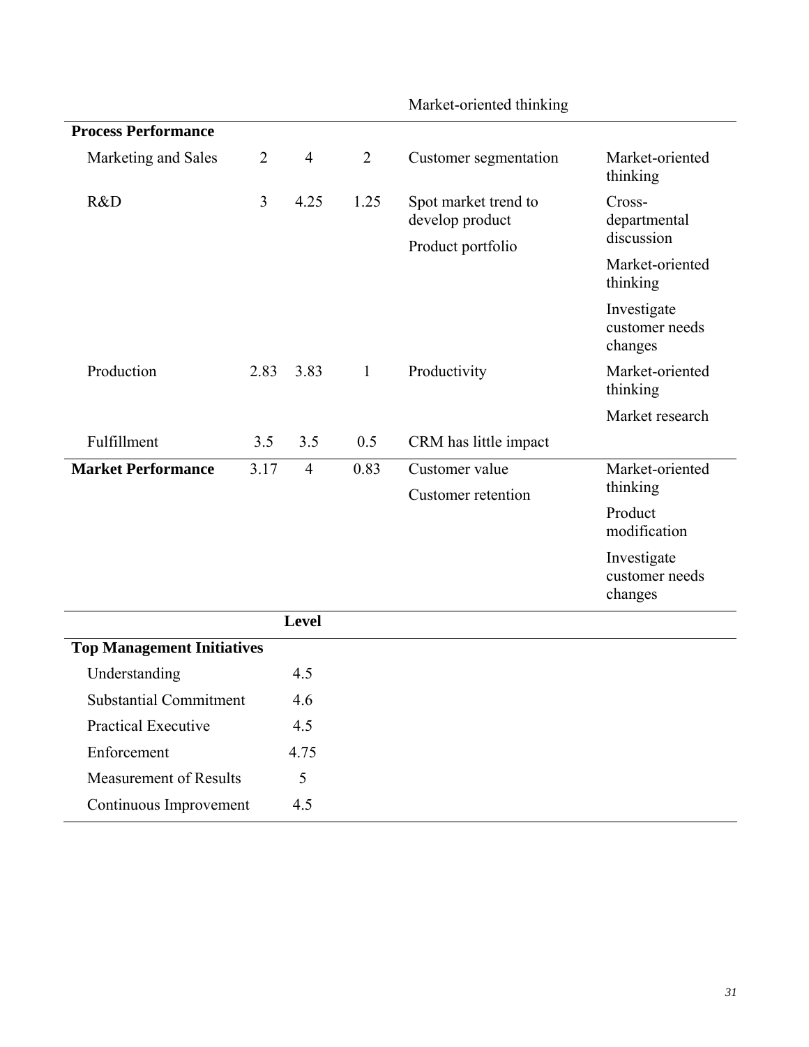| | | | | Market-oriented thinking | |
|---|---|---|---|---|---|
| **Process Performance** | | | | | |
| Marketing and Sales | 2 | 4 | 2 | Customer segmentation | Market-oriented thinking |
| R&D | 3 | 4.25 | 1.25 | Spot market trend to develop product<br>Product portfolio | Cross-departmental discussion<br>Market-oriented thinking<br>Investigate customer needs changes |
| Production | 2.83 | 3.83 | 1 | Productivity | Market-oriented thinking<br>Market research |
| Fulfillment | 3.5 | 3.5 | 0.5 | CRM has little impact | |
| **Market Performance** | 3.17 | 4 | 0.83 | Customer value<br>Customer retention | Market-oriented thinking<br>Product modification<br>Investigate customer needs changes |

| | **Level** |
|---|---|
| **Top Management Initiatives** | |
| Understanding | 4.5 |
| Substantial Commitment | 4.6 |
| Practical Executive | 4.5 |
| Enforcement | 4.75 |
| Measurement of Results | 5 |
| Continuous Improvement | 4.5 |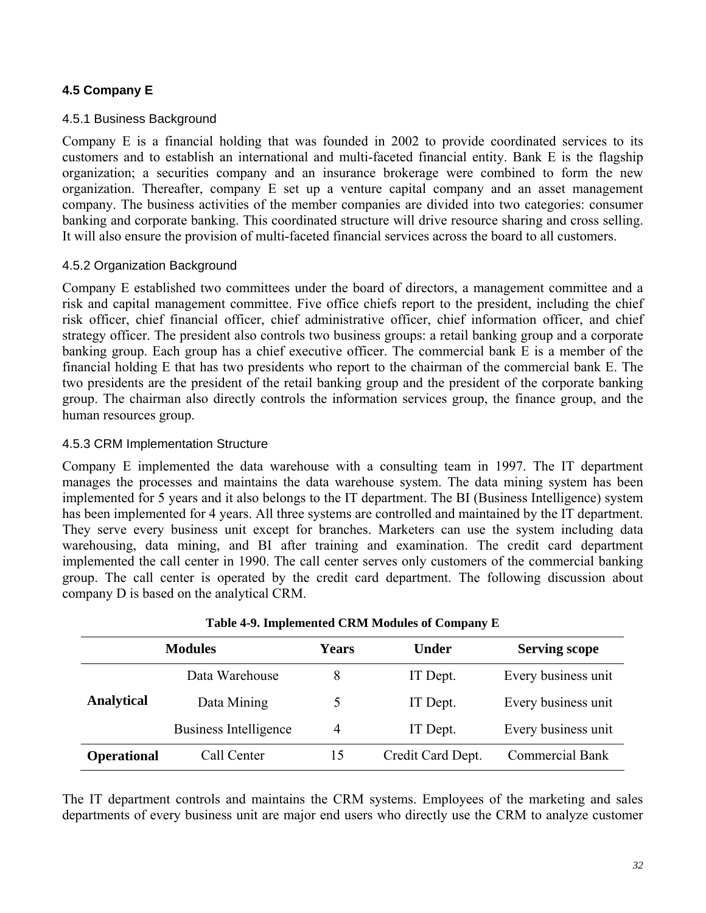### 4.5 Company E

#### 4.5.1 Business Background

Company E is a financial holding that was founded in 2002 to provide coordinated services to its customers and to establish an international and multi-faceted financial entity. Bank E is the flagship organization; a securities company and an insurance brokerage were combined to form the new organization. Thereafter, company E set up a venture capital company and an asset management company. The business activities of the member companies are divided into two categories: consumer banking and corporate banking. This coordinated structure will drive resource sharing and cross selling. It will also ensure the provision of multi-faceted financial services across the board to all customers.

#### 4.5.2 Organization Background

Company E established two committees under the board of directors, a management committee and a risk and capital management committee. Five office chiefs report to the president, including the chief risk officer, chief financial officer, chief administrative officer, chief information officer, and chief strategy officer. The president also controls two business groups: a retail banking group and a corporate banking group. Each group has a chief executive officer. The commercial bank E is a member of the financial holding E that has two presidents who report to the chairman of the commercial bank E. The two presidents are the president of the retail banking group and the president of the corporate banking group. The chairman also directly controls the information services group, the finance group, and the human resources group.

#### 4.5.3 CRM Implementation Structure

Company E implemented the data warehouse with a consulting team in 1997. The IT department manages the processes and maintains the data warehouse system. The data mining system has been implemented for 5 years and it also belongs to the IT department. The BI (Business Intelligence) system has been implemented for 4 years. All three systems are controlled and maintained by the IT department. They serve every business unit except for branches. Marketers can use the system including data warehousing, data mining, and BI after training and examination. The credit card department implemented the call center in 1990. The call center serves only customers of the commercial banking group. The call center is operated by the credit card department. The following discussion about company D is based on the analytical CRM.

**Table 4-9. Implemented CRM Modules of Company E**

| Modules | | Years | Under | Serving scope |
|---|---|---|---|---|
| **Analytical** | Data Warehouse | 8 | IT Dept. | Every business unit |
| | Data Mining | 5 | IT Dept. | Every business unit |
| | Business Intelligence | 4 | IT Dept. | Every business unit |
| **Operational** | Call Center | 15 | Credit Card Dept. | Commercial Bank |

The IT department controls and maintains the CRM systems. Employees of the marketing and sales departments of every business unit are major end users who directly use the CRM to analyze customer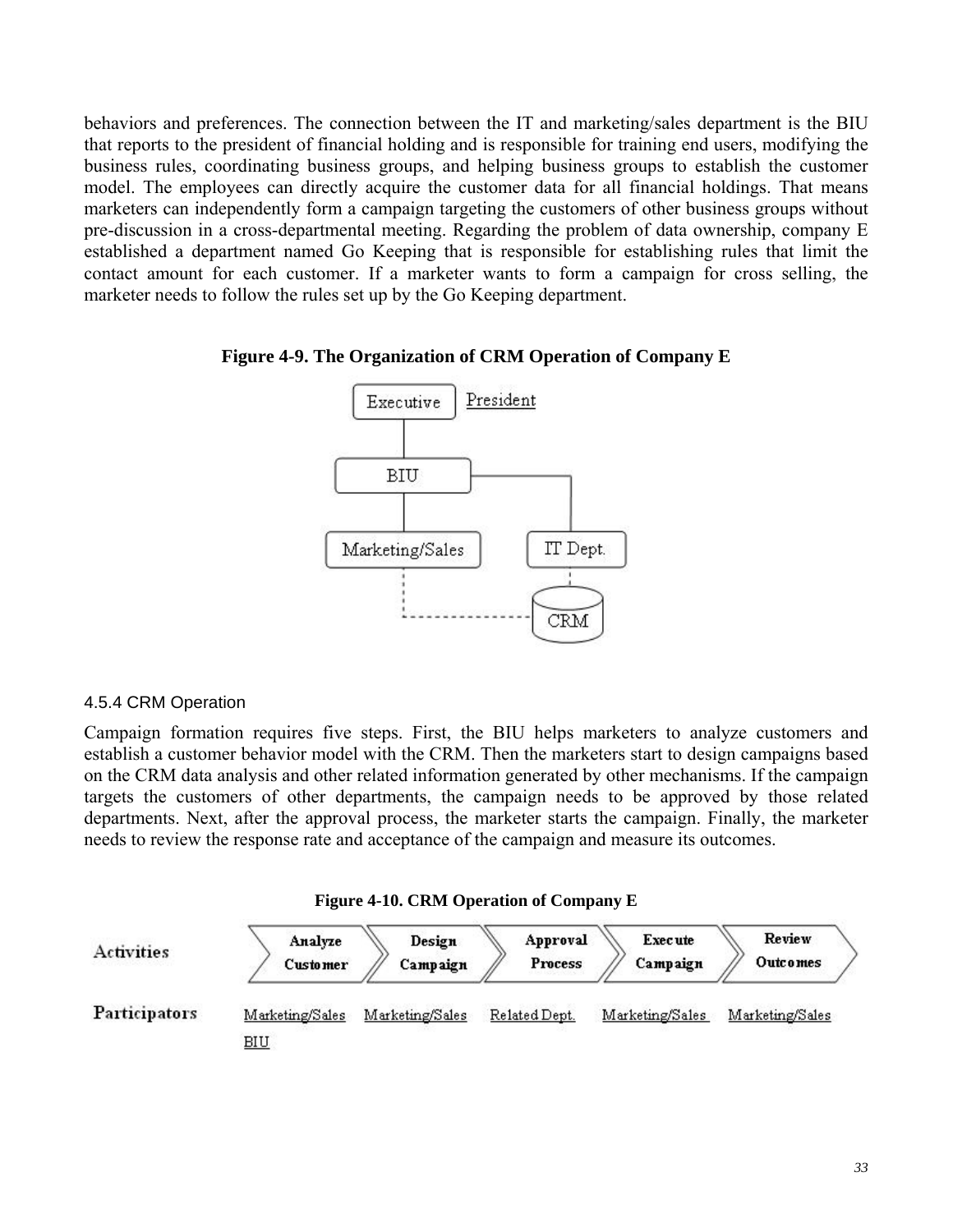behaviors and preferences. The connection between the IT and marketing/sales department is the BIU that reports to the president of financial holding and is responsible for training end users, modifying the business rules, coordinating business groups, and helping business groups to establish the customer model. The employees can directly acquire the customer data for all financial holdings. That means marketers can independently form a campaign targeting the customers of other business groups without pre-discussion in a cross-departmental meeting. Regarding the problem of data ownership, company E established a department named Go Keeping that is responsible for establishing rules that limit the contact amount for each customer. If a marketer wants to form a campaign for cross selling, the marketer needs to follow the rules set up by the Go Keeping department.

**Figure 4-9. The Organization of CRM Operation of Company E**

Executive — President

BIU

Marketing/Sales — IT Dept.

CRM

### 4.5.4 CRM Operation

Campaign formation requires five steps. First, the BIU helps marketers to analyze customers and establish a customer behavior model with the CRM. Then the marketers start to design campaigns based on the CRM data analysis and other related information generated by other mechanisms. If the campaign targets the customers of other departments, the campaign needs to be approved by those related departments. Next, after the approval process, the marketer starts the campaign. Finally, the marketer needs to review the response rate and acceptance of the campaign and measure its outcomes.

**Figure 4-10. CRM Operation of Company E**

| Activities | Analyze Customer | Design Campaign | Approval Process | Execute Campaign | Review Outcomes |
|---|---|---|---|---|---|
| Participators | Marketing/Sales<br>BIU | Marketing/Sales | Related Dept. | Marketing/Sales | Marketing/Sales |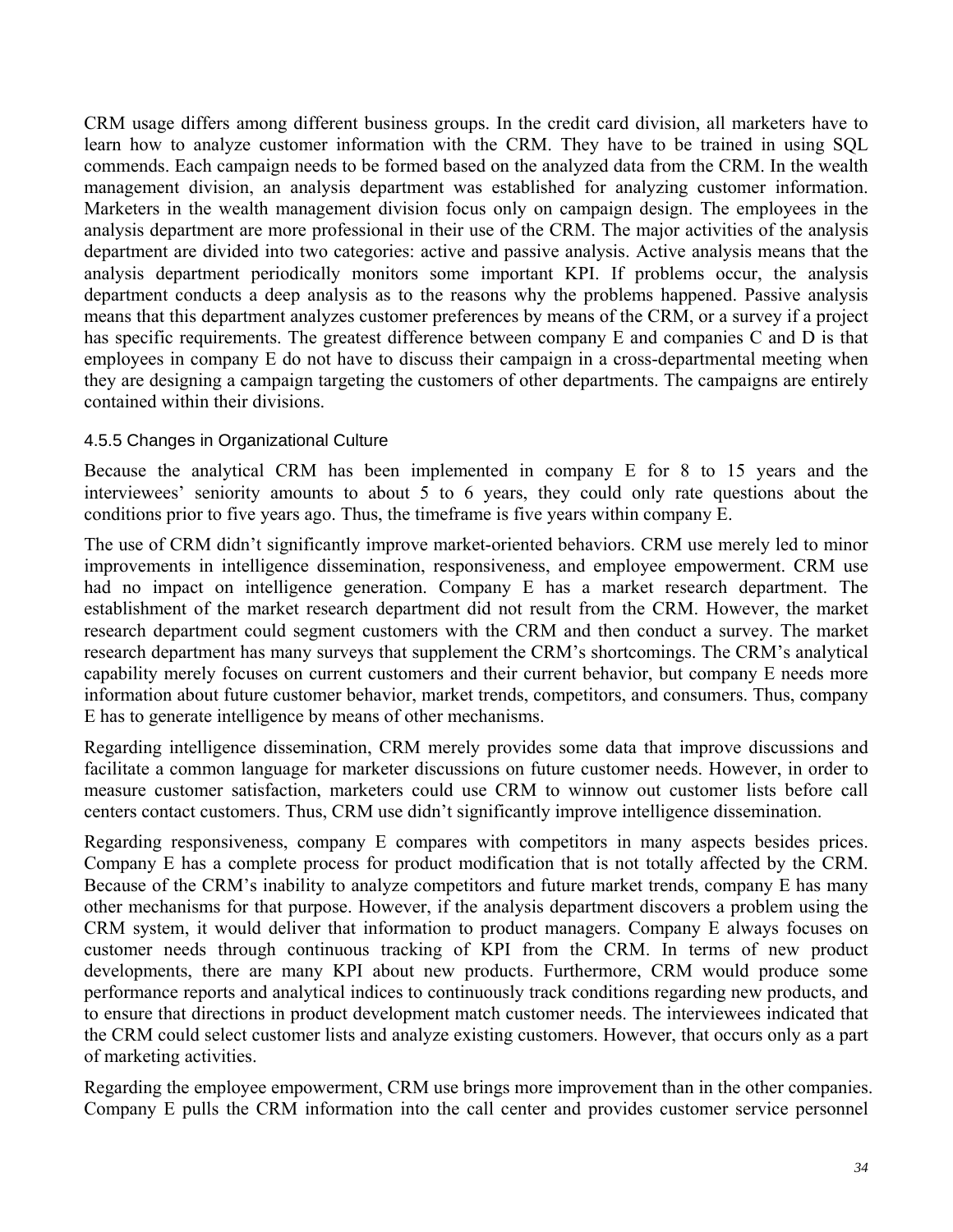CRM usage differs among different business groups. In the credit card division, all marketers have to learn how to analyze customer information with the CRM. They have to be trained in using SQL commends. Each campaign needs to be formed based on the analyzed data from the CRM. In the wealth management division, an analysis department was established for analyzing customer information. Marketers in the wealth management division focus only on campaign design. The employees in the analysis department are more professional in their use of the CRM. The major activities of the analysis department are divided into two categories: active and passive analysis. Active analysis means that the analysis department periodically monitors some important KPI. If problems occur, the analysis department conducts a deep analysis as to the reasons why the problems happened. Passive analysis means that this department analyzes customer preferences by means of the CRM, or a survey if a project has specific requirements. The greatest difference between company E and companies C and D is that employees in company E do not have to discuss their campaign in a cross-departmental meeting when they are designing a campaign targeting the customers of other departments. The campaigns are entirely contained within their divisions.

#### 4.5.5 Changes in Organizational Culture

Because the analytical CRM has been implemented in company E for 8 to 15 years and the interviewees' seniority amounts to about 5 to 6 years, they could only rate questions about the conditions prior to five years ago. Thus, the timeframe is five years within company E.

The use of CRM didn't significantly improve market-oriented behaviors. CRM use merely led to minor improvements in intelligence dissemination, responsiveness, and employee empowerment. CRM use had no impact on intelligence generation. Company E has a market research department. The establishment of the market research department did not result from the CRM. However, the market research department could segment customers with the CRM and then conduct a survey. The market research department has many surveys that supplement the CRM's shortcomings. The CRM's analytical capability merely focuses on current customers and their current behavior, but company E needs more information about future customer behavior, market trends, competitors, and consumers. Thus, company E has to generate intelligence by means of other mechanisms.

Regarding intelligence dissemination, CRM merely provides some data that improve discussions and facilitate a common language for marketer discussions on future customer needs. However, in order to measure customer satisfaction, marketers could use CRM to winnow out customer lists before call centers contact customers. Thus, CRM use didn't significantly improve intelligence dissemination.

Regarding responsiveness, company E compares with competitors in many aspects besides prices. Company E has a complete process for product modification that is not totally affected by the CRM. Because of the CRM's inability to analyze competitors and future market trends, company E has many other mechanisms for that purpose. However, if the analysis department discovers a problem using the CRM system, it would deliver that information to product managers. Company E always focuses on customer needs through continuous tracking of KPI from the CRM. In terms of new product developments, there are many KPI about new products. Furthermore, CRM would produce some performance reports and analytical indices to continuously track conditions regarding new products, and to ensure that directions in product development match customer needs. The interviewees indicated that the CRM could select customer lists and analyze existing customers. However, that occurs only as a part of marketing activities.

Regarding the employee empowerment, CRM use brings more improvement than in the other companies. Company E pulls the CRM information into the call center and provides customer service personnel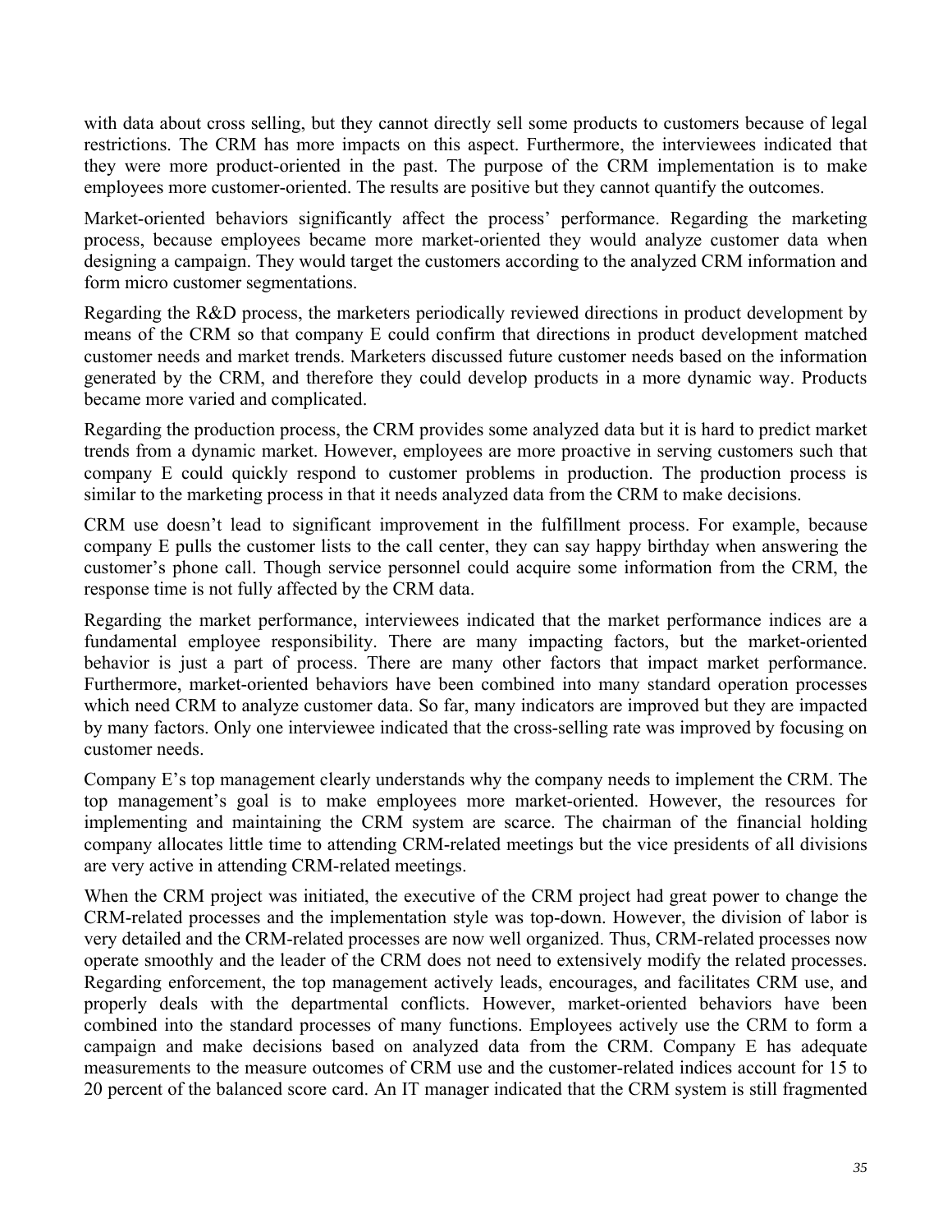with data about cross selling, but they cannot directly sell some products to customers because of legal restrictions. The CRM has more impacts on this aspect. Furthermore, the interviewees indicated that they were more product-oriented in the past. The purpose of the CRM implementation is to make employees more customer-oriented. The results are positive but they cannot quantify the outcomes.

Market-oriented behaviors significantly affect the process' performance. Regarding the marketing process, because employees became more market-oriented they would analyze customer data when designing a campaign. They would target the customers according to the analyzed CRM information and form micro customer segmentations.

Regarding the R&D process, the marketers periodically reviewed directions in product development by means of the CRM so that company E could confirm that directions in product development matched customer needs and market trends. Marketers discussed future customer needs based on the information generated by the CRM, and therefore they could develop products in a more dynamic way. Products became more varied and complicated.

Regarding the production process, the CRM provides some analyzed data but it is hard to predict market trends from a dynamic market. However, employees are more proactive in serving customers such that company E could quickly respond to customer problems in production. The production process is similar to the marketing process in that it needs analyzed data from the CRM to make decisions.

CRM use doesn't lead to significant improvement in the fulfillment process. For example, because company E pulls the customer lists to the call center, they can say happy birthday when answering the customer's phone call. Though service personnel could acquire some information from the CRM, the response time is not fully affected by the CRM data.

Regarding the market performance, interviewees indicated that the market performance indices are a fundamental employee responsibility. There are many impacting factors, but the market-oriented behavior is just a part of process. There are many other factors that impact market performance. Furthermore, market-oriented behaviors have been combined into many standard operation processes which need CRM to analyze customer data. So far, many indicators are improved but they are impacted by many factors. Only one interviewee indicated that the cross-selling rate was improved by focusing on customer needs.

Company E's top management clearly understands why the company needs to implement the CRM. The top management's goal is to make employees more market-oriented. However, the resources for implementing and maintaining the CRM system are scarce. The chairman of the financial holding company allocates little time to attending CRM-related meetings but the vice presidents of all divisions are very active in attending CRM-related meetings.

When the CRM project was initiated, the executive of the CRM project had great power to change the CRM-related processes and the implementation style was top-down. However, the division of labor is very detailed and the CRM-related processes are now well organized. Thus, CRM-related processes now operate smoothly and the leader of the CRM does not need to extensively modify the related processes. Regarding enforcement, the top management actively leads, encourages, and facilitates CRM use, and properly deals with the departmental conflicts. However, market-oriented behaviors have been combined into the standard processes of many functions. Employees actively use the CRM to form a campaign and make decisions based on analyzed data from the CRM. Company E has adequate measurements to the measure outcomes of CRM use and the customer-related indices account for 15 to 20 percent of the balanced score card. An IT manager indicated that the CRM system is still fragmented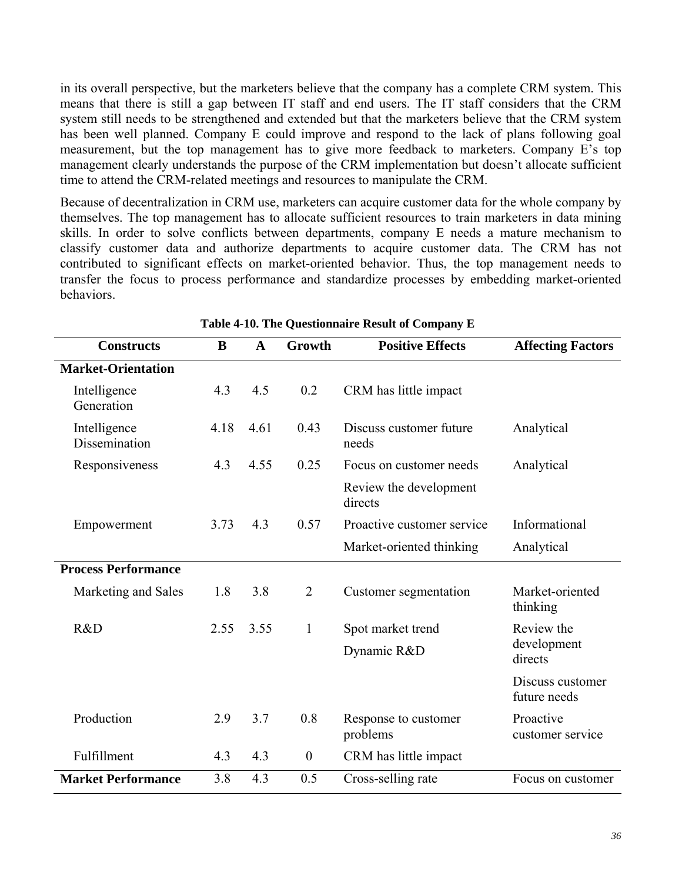in its overall perspective, but the marketers believe that the company has a complete CRM system. This means that there is still a gap between IT staff and end users. The IT staff considers that the CRM system still needs to be strengthened and extended but that the marketers believe that the CRM system has been well planned. Company E could improve and respond to the lack of plans following goal measurement, but the top management has to give more feedback to marketers. Company E's top management clearly understands the purpose of the CRM implementation but doesn't allocate sufficient time to attend the CRM-related meetings and resources to manipulate the CRM.

Because of decentralization in CRM use, marketers can acquire customer data for the whole company by themselves. The top management has to allocate sufficient resources to train marketers in data mining skills. In order to solve conflicts between departments, company E needs a mature mechanism to classify customer data and authorize departments to acquire customer data. The CRM has not contributed to significant effects on market-oriented behavior. Thus, the top management needs to transfer the focus to process performance and standardize processes by embedding market-oriented behaviors.

**Table 4-10. The Questionnaire Result of Company E**

| Constructs | B | A | Growth | Positive Effects | Affecting Factors |
|---|---|---|---|---|---|
| **Market-Orientation** | | | | | |
| Intelligence Generation | 4.3 | 4.5 | 0.2 | CRM has little impact | |
| Intelligence Dissemination | 4.18 | 4.61 | 0.43 | Discuss customer future needs | Analytical |
| Responsiveness | 4.3 | 4.55 | 0.25 | Focus on customer needs | Analytical |
| | | | | Review the development directs | |
| Empowerment | 3.73 | 4.3 | 0.57 | Proactive customer service | Informational |
| | | | | Market-oriented thinking | Analytical |
| **Process Performance** | | | | | |
| Marketing and Sales | 1.8 | 3.8 | 2 | Customer segmentation | Market-oriented thinking |
| R&D | 2.55 | 3.55 | 1 | Spot market trend<br>Dynamic R&D | Review the development directs |
| | | | | | Discuss customer future needs |
| Production | 2.9 | 3.7 | 0.8 | Response to customer problems | Proactive customer service |
| Fulfillment | 4.3 | 4.3 | 0 | CRM has little impact | |
| **Market Performance** | 3.8 | 4.3 | 0.5 | Cross-selling rate | Focus on customer |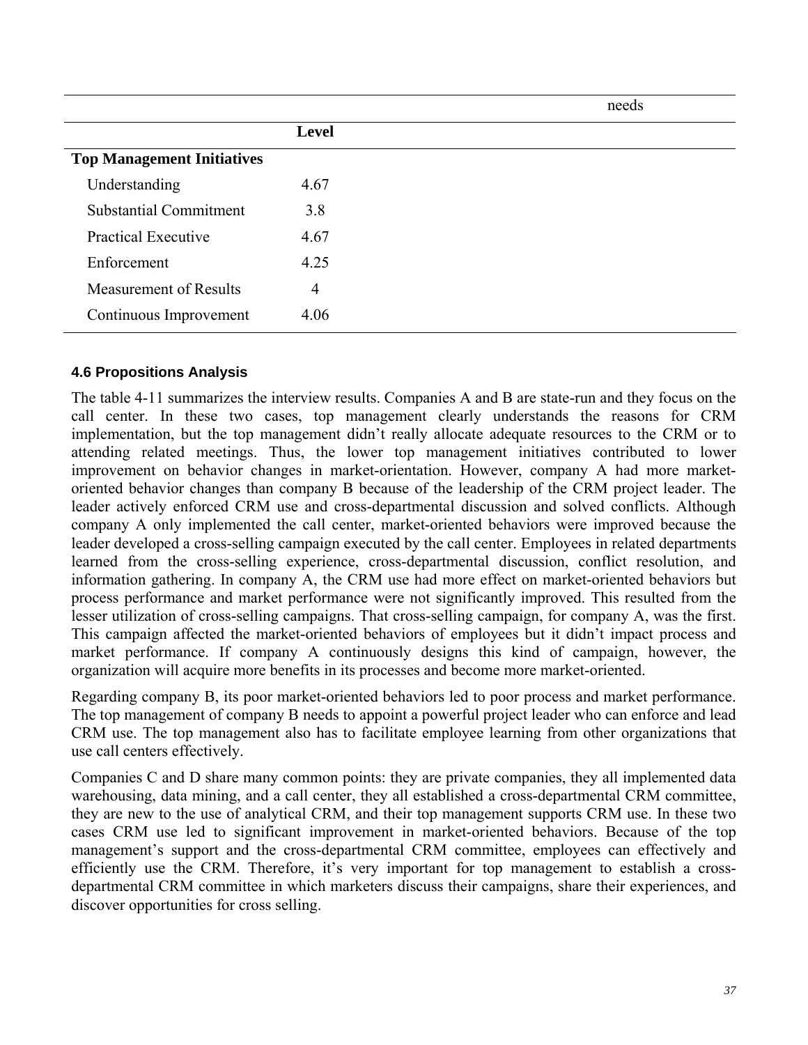| | | needs |
|---|---|---|
| | **Level** | |
| **Top Management Initiatives** | | |
| Understanding | 4.67 | |
| Substantial Commitment | 3.8 | |
| Practical Executive | 4.67 | |
| Enforcement | 4.25 | |
| Measurement of Results | 4 | |
| Continuous Improvement | 4.06 | |

#### 4.6 Propositions Analysis

The table 4-11 summarizes the interview results. Companies A and B are state-run and they focus on the call center. In these two cases, top management clearly understands the reasons for CRM implementation, but the top management didn't really allocate adequate resources to the CRM or to attending related meetings. Thus, the lower top management initiatives contributed to lower improvement on behavior changes in market-orientation. However, company A had more market-oriented behavior changes than company B because of the leadership of the CRM project leader. The leader actively enforced CRM use and cross-departmental discussion and solved conflicts. Although company A only implemented the call center, market-oriented behaviors were improved because the leader developed a cross-selling campaign executed by the call center. Employees in related departments learned from the cross-selling experience, cross-departmental discussion, conflict resolution, and information gathering. In company A, the CRM use had more effect on market-oriented behaviors but process performance and market performance were not significantly improved. This resulted from the lesser utilization of cross-selling campaigns. That cross-selling campaign, for company A, was the first. This campaign affected the market-oriented behaviors of employees but it didn't impact process and market performance. If company A continuously designs this kind of campaign, however, the organization will acquire more benefits in its processes and become more market-oriented.

Regarding company B, its poor market-oriented behaviors led to poor process and market performance. The top management of company B needs to appoint a powerful project leader who can enforce and lead CRM use. The top management also has to facilitate employee learning from other organizations that use call centers effectively.

Companies C and D share many common points: they are private companies, they all implemented data warehousing, data mining, and a call center, they all established a cross-departmental CRM committee, they are new to the use of analytical CRM, and their top management supports CRM use. In these two cases CRM use led to significant improvement in market-oriented behaviors. Because of the top management's support and the cross-departmental CRM committee, employees can effectively and efficiently use the CRM. Therefore, it's very important for top management to establish a cross-departmental CRM committee in which marketers discuss their campaigns, share their experiences, and discover opportunities for cross selling.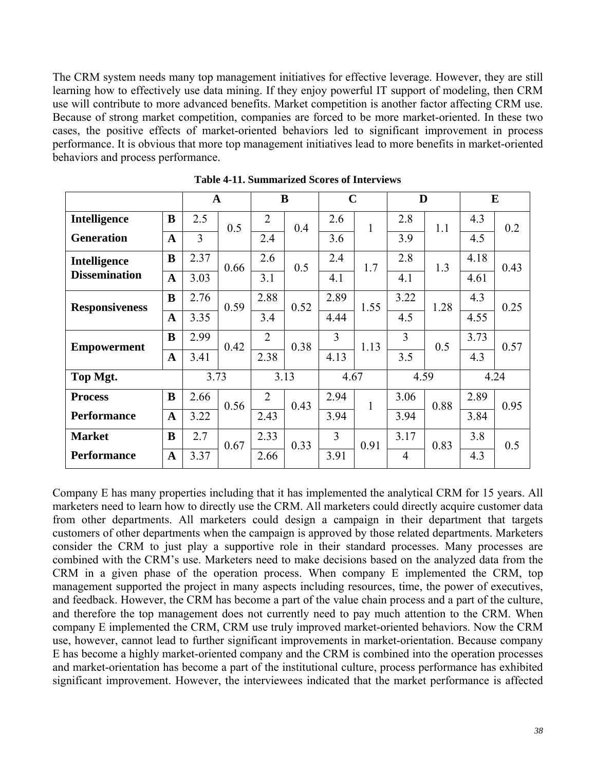The CRM system needs many top management initiatives for effective leverage. However, they are still learning how to effectively use data mining. If they enjoy powerful IT support of modeling, then CRM use will contribute to more advanced benefits. Market competition is another factor affecting CRM use. Because of strong market competition, companies are forced to be more market-oriented. In these two cases, the positive effects of market-oriented behaviors led to significant improvement in process performance. It is obvious that more top management initiatives lead to more benefits in market-oriented behaviors and process performance.

**Table 4-11. Summarized Scores of Interviews**

| | | A | | B | | C | | D | | E | |
|---|---|---|---|---|---|---|---|---|---|---|---|
| **Intelligence Generation** | **B** | 2.5 | 0.5 | 2 | 0.4 | 2.6 | 1 | 2.8 | 1.1 | 4.3 | 0.2 |
| | **A** | 3 | | 2.4 | | 3.6 | | 3.9 | | 4.5 | |
| **Intelligence Dissemination** | **B** | 2.37 | 0.66 | 2.6 | 0.5 | 2.4 | 1.7 | 2.8 | 1.3 | 4.18 | 0.43 |
| | **A** | 3.03 | | 3.1 | | 4.1 | | 4.1 | | 4.61 | |
| **Responsiveness** | **B** | 2.76 | 0.59 | 2.88 | 0.52 | 2.89 | 1.55 | 3.22 | 1.28 | 4.3 | 0.25 |
| | **A** | 3.35 | | 3.4 | | 4.44 | | 4.5 | | 4.55 | |
| **Empowerment** | **B** | 2.99 | 0.42 | 2 | 0.38 | 3 | 1.13 | 3 | 0.5 | 3.73 | 0.57 |
| | **A** | 3.41 | | 2.38 | | 4.13 | | 3.5 | | 4.3 | |
| **Top Mgt.** | | 3.73 | | 3.13 | | 4.67 | | 4.59 | | 4.24 | |
| **Process Performance** | **B** | 2.66 | 0.56 | 2 | 0.43 | 2.94 | 1 | 3.06 | 0.88 | 2.89 | 0.95 |
| | **A** | 3.22 | | 2.43 | | 3.94 | | 3.94 | | 3.84 | |
| **Market Performance** | **B** | 2.7 | 0.67 | 2.33 | 0.33 | 3 | 0.91 | 3.17 | 0.83 | 3.8 | 0.5 |
| | **A** | 3.37 | | 2.66 | | 3.91 | | 4 | | 4.3 | |

Company E has many properties including that it has implemented the analytical CRM for 15 years. All marketers need to learn how to directly use the CRM. All marketers could directly acquire customer data from other departments. All marketers could design a campaign in their department that targets customers of other departments when the campaign is approved by those related departments. Marketers consider the CRM to just play a supportive role in their standard processes. Many processes are combined with the CRM's use. Marketers need to make decisions based on the analyzed data from the CRM in a given phase of the operation process. When company E implemented the CRM, top management supported the project in many aspects including resources, time, the power of executives, and feedback. However, the CRM has become a part of the value chain process and a part of the culture, and therefore the top management does not currently need to pay much attention to the CRM. When company E implemented the CRM, CRM use truly improved market-oriented behaviors. Now the CRM use, however, cannot lead to further significant improvements in market-orientation. Because company E has become a highly market-oriented company and the CRM is combined into the operation processes and market-orientation has become a part of the institutional culture, process performance has exhibited significant improvement. However, the interviewees indicated that the market performance is affected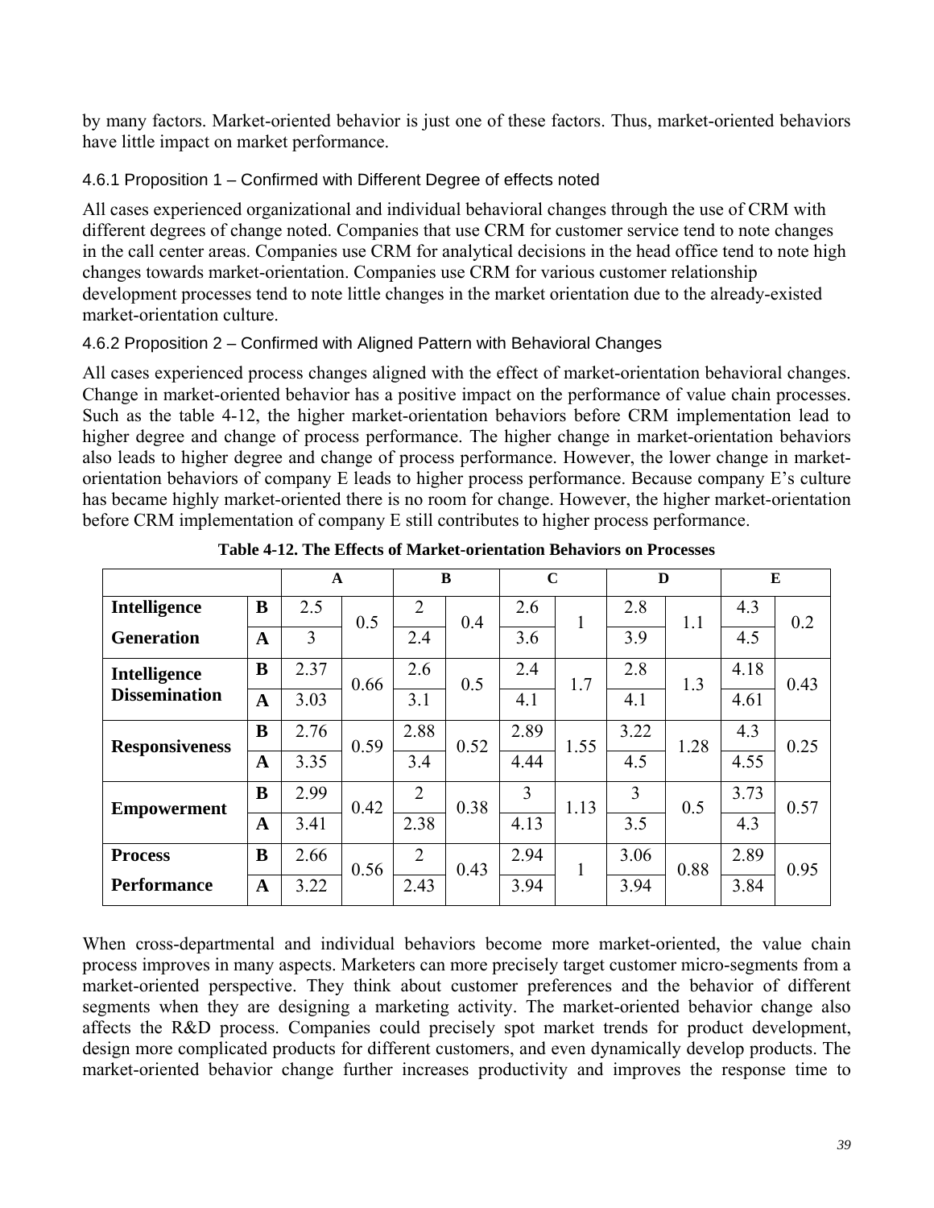by many factors. Market-oriented behavior is just one of these factors. Thus, market-oriented behaviors have little impact on market performance.

#### 4.6.1 Proposition 1 – Confirmed with Different Degree of effects noted

All cases experienced organizational and individual behavioral changes through the use of CRM with different degrees of change noted. Companies that use CRM for customer service tend to note changes in the call center areas. Companies use CRM for analytical decisions in the head office tend to note high changes towards market-orientation. Companies use CRM for various customer relationship development processes tend to note little changes in the market orientation due to the already-existed market-orientation culture.

#### 4.6.2 Proposition 2 – Confirmed with Aligned Pattern with Behavioral Changes

All cases experienced process changes aligned with the effect of market-orientation behavioral changes. Change in market-oriented behavior has a positive impact on the performance of value chain processes. Such as the table 4-12, the higher market-orientation behaviors before CRM implementation lead to higher degree and change of process performance. The higher change in market-orientation behaviors also leads to higher degree and change of process performance. However, the lower change in market-orientation behaviors of company E leads to higher process performance. Because company E's culture has became highly market-oriented there is no room for change. However, the higher market-orientation before CRM implementation of company E still contributes to higher process performance.

**Table 4-12. The Effects of Market-orientation Behaviors on Processes**

| | | A | | B | | C | | D | | E | |
|---|---|---|---|---|---|---|---|---|---|---|---|
| **Intelligence Generation** | **B** | 2.5 | 0.5 | 2 | 0.4 | 2.6 | 1 | 2.8 | 1.1 | 4.3 | 0.2 |
| | **A** | 3 | | 2.4 | | 3.6 | | 3.9 | | 4.5 | |
| **Intelligence Dissemination** | **B** | 2.37 | 0.66 | 2.6 | 0.5 | 2.4 | 1.7 | 2.8 | 1.3 | 4.18 | 0.43 |
| | **A** | 3.03 | | 3.1 | | 4.1 | | 4.1 | | 4.61 | |
| **Responsiveness** | **B** | 2.76 | 0.59 | 2.88 | 0.52 | 2.89 | 1.55 | 3.22 | 1.28 | 4.3 | 0.25 |
| | **A** | 3.35 | | 3.4 | | 4.44 | | 4.5 | | 4.55 | |
| **Empowerment** | **B** | 2.99 | 0.42 | 2 | 0.38 | 3 | 1.13 | 3 | 0.5 | 3.73 | 0.57 |
| | **A** | 3.41 | | 2.38 | | 4.13 | | 3.5 | | 4.3 | |
| **Process Performance** | **B** | 2.66 | 0.56 | 2 | 0.43 | 2.94 | 1 | 3.06 | 0.88 | 2.89 | 0.95 |
| | **A** | 3.22 | | 2.43 | | 3.94 | | 3.94 | | 3.84 | |

When cross-departmental and individual behaviors become more market-oriented, the value chain process improves in many aspects. Marketers can more precisely target customer micro-segments from a market-oriented perspective. They think about customer preferences and the behavior of different segments when they are designing a marketing activity. The market-oriented behavior change also affects the R&D process. Companies could precisely spot market trends for product development, design more complicated products for different customers, and even dynamically develop products. The market-oriented behavior change further increases productivity and improves the response time to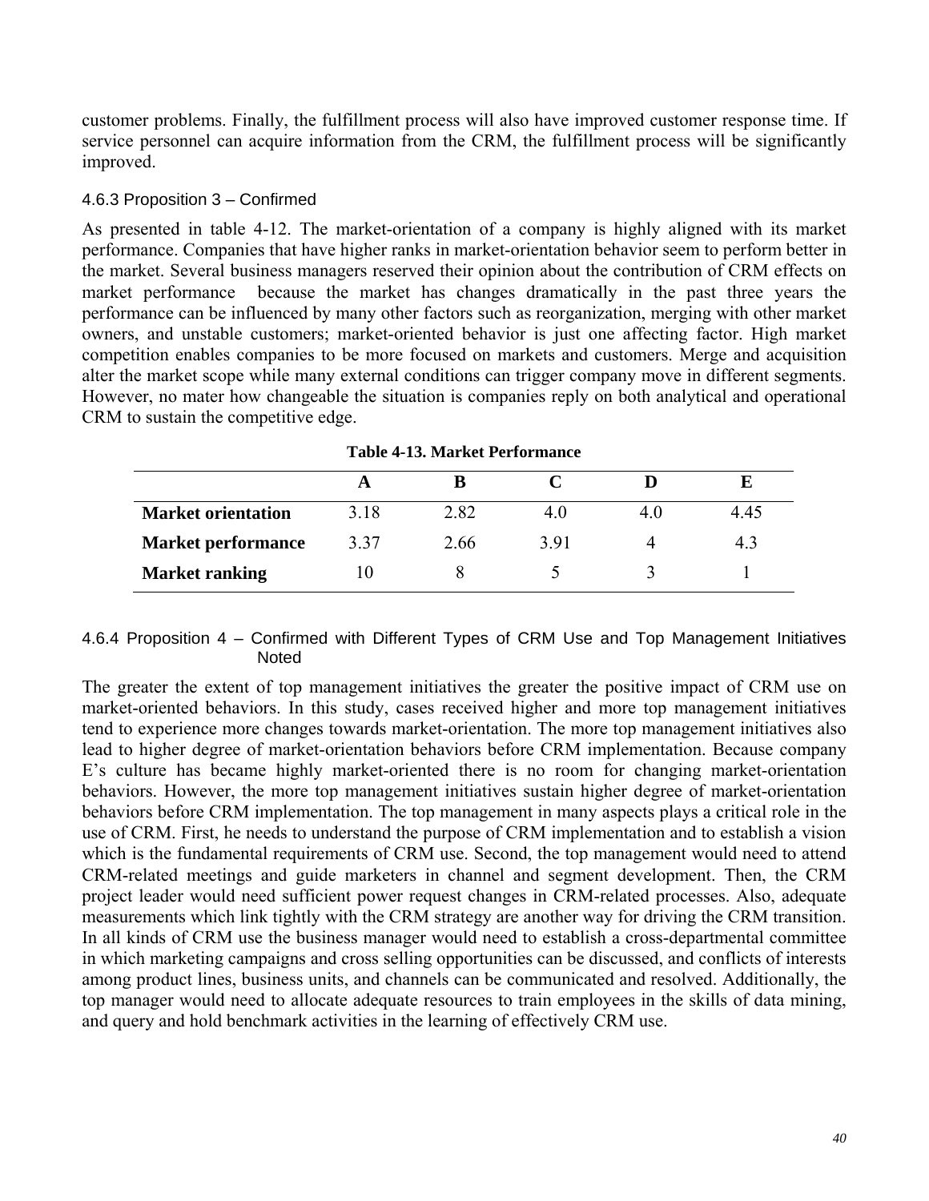customer problems. Finally, the fulfillment process will also have improved customer response time. If service personnel can acquire information from the CRM, the fulfillment process will be significantly improved.

### 4.6.3 Proposition 3 – Confirmed

As presented in table 4-12. The market-orientation of a company is highly aligned with its market performance. Companies that have higher ranks in market-orientation behavior seem to perform better in the market. Several business managers reserved their opinion about the contribution of CRM effects on market performance because the market has changes dramatically in the past three years the performance can be influenced by many other factors such as reorganization, merging with other market owners, and unstable customers; market-oriented behavior is just one affecting factor. High market competition enables companies to be more focused on markets and customers. Merge and acquisition alter the market scope while many external conditions can trigger company move in different segments. However, no mater how changeable the situation is companies reply on both analytical and operational CRM to sustain the competitive edge.

**Table 4-13. Market Performance**

| | A | B | C | D | E |
|---|---|---|---|---|---|
| **Market orientation** | 3.18 | 2.82 | 4.0 | 4.0 | 4.45 |
| **Market performance** | 3.37 | 2.66 | 3.91 | 4 | 4.3 |
| **Market ranking** | 10 | 8 | 5 | 3 | 1 |

### 4.6.4 Proposition 4 – Confirmed with Different Types of CRM Use and Top Management Initiatives Noted

The greater the extent of top management initiatives the greater the positive impact of CRM use on market-oriented behaviors. In this study, cases received higher and more top management initiatives tend to experience more changes towards market-orientation. The more top management initiatives also lead to higher degree of market-orientation behaviors before CRM implementation. Because company E's culture has became highly market-oriented there is no room for changing market-orientation behaviors. However, the more top management initiatives sustain higher degree of market-orientation behaviors before CRM implementation. The top management in many aspects plays a critical role in the use of CRM. First, he needs to understand the purpose of CRM implementation and to establish a vision which is the fundamental requirements of CRM use. Second, the top management would need to attend CRM-related meetings and guide marketers in channel and segment development. Then, the CRM project leader would need sufficient power request changes in CRM-related processes. Also, adequate measurements which link tightly with the CRM strategy are another way for driving the CRM transition. In all kinds of CRM use the business manager would need to establish a cross-departmental committee in which marketing campaigns and cross selling opportunities can be discussed, and conflicts of interests among product lines, business units, and channels can be communicated and resolved. Additionally, the top manager would need to allocate adequate resources to train employees in the skills of data mining, and query and hold benchmark activities in the learning of effectively CRM use.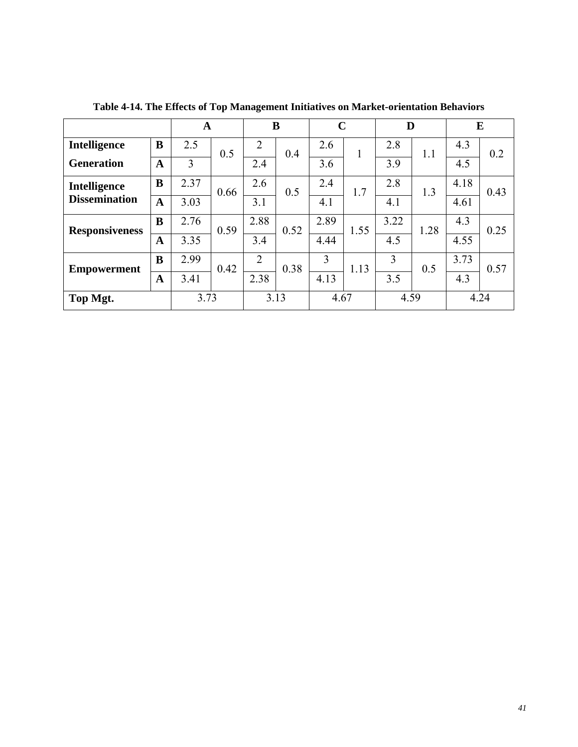**Table 4-14. The Effects of Top Management Initiatives on Market-orientation Behaviors**

| | | A | | B | | C | | D | | E | |
|---|---|---|---|---|---|---|---|---|---|---|---|
| **Intelligence Generation** | **B** | 2.5 | 0.5 | 2 | 0.4 | 2.6 | 1 | 2.8 | 1.1 | 4.3 | 0.2 |
| | **A** | 3 | | 2.4 | | 3.6 | | 3.9 | | 4.5 | |
| **Intelligence Dissemination** | **B** | 2.37 | 0.66 | 2.6 | 0.5 | 2.4 | 1.7 | 2.8 | 1.3 | 4.18 | 0.43 |
| | **A** | 3.03 | | 3.1 | | 4.1 | | 4.1 | | 4.61 | |
| **Responsiveness** | **B** | 2.76 | 0.59 | 2.88 | 0.52 | 2.89 | 1.55 | 3.22 | 1.28 | 4.3 | 0.25 |
| | **A** | 3.35 | | 3.4 | | 4.44 | | 4.5 | | 4.55 | |
| **Empowerment** | **B** | 2.99 | 0.42 | 2 | 0.38 | 3 | 1.13 | 3 | 0.5 | 3.73 | 0.57 |
| | **A** | 3.41 | | 2.38 | | 4.13 | | 3.5 | | 4.3 | |
| **Top Mgt.** | | 3.73 | | 3.13 | | 4.67 | | 4.59 | | 4.24 | |